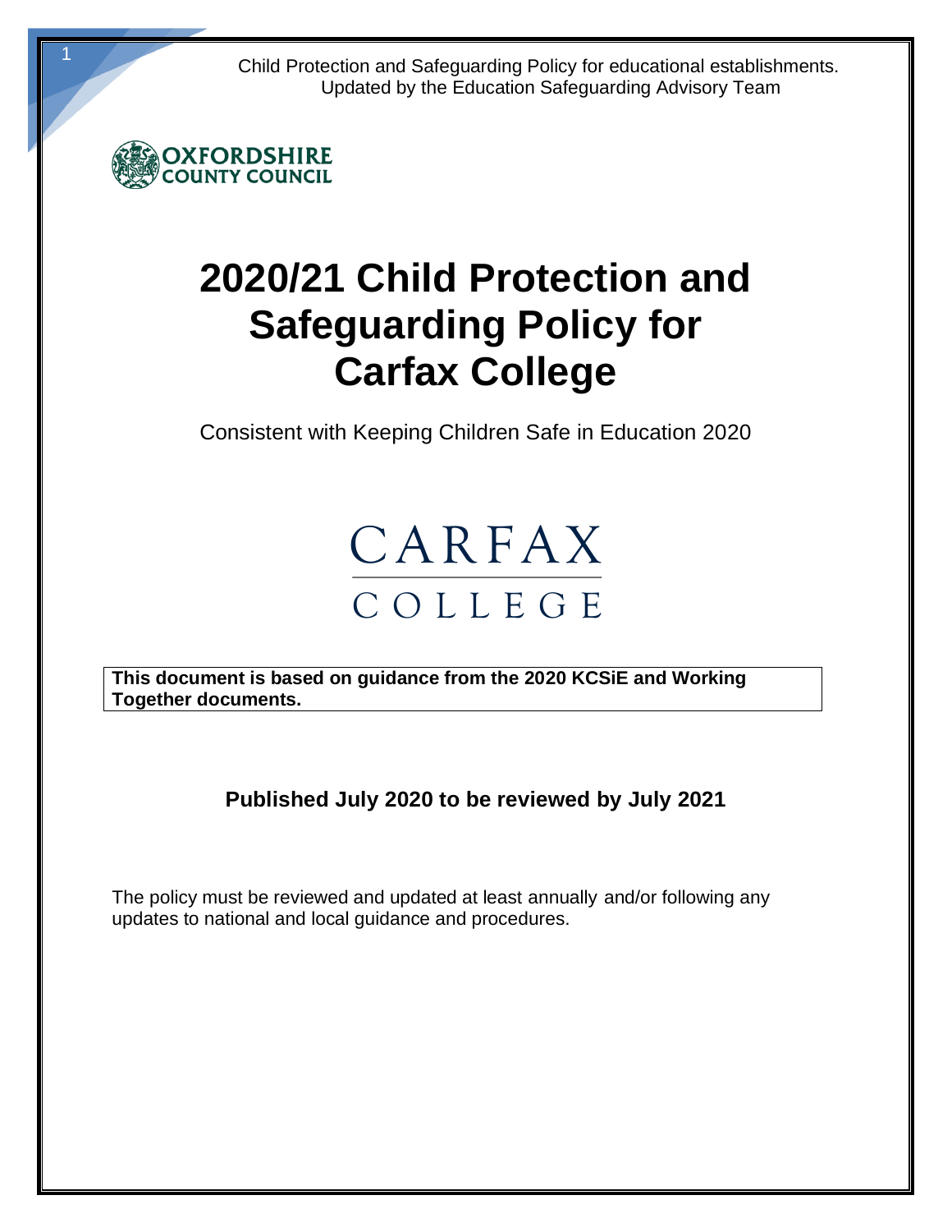Child Protection and Safeguarding Policy for educational establishments.
Updated by the Education Safeguarding Advisory Team

OXFORDSHIRE COUNTY COUNCIL

# 2020/21 Child Protection and Safeguarding Policy for Carfax College

Consistent with Keeping Children Safe in Education 2020

CARFAX COLLEGE

**This document is based on guidance from the 2020 KCSiE and Working Together documents.**

**Published July 2020 to be reviewed by July 2021**

The policy must be reviewed and updated at least annually and/or following any updates to national and local guidance and procedures.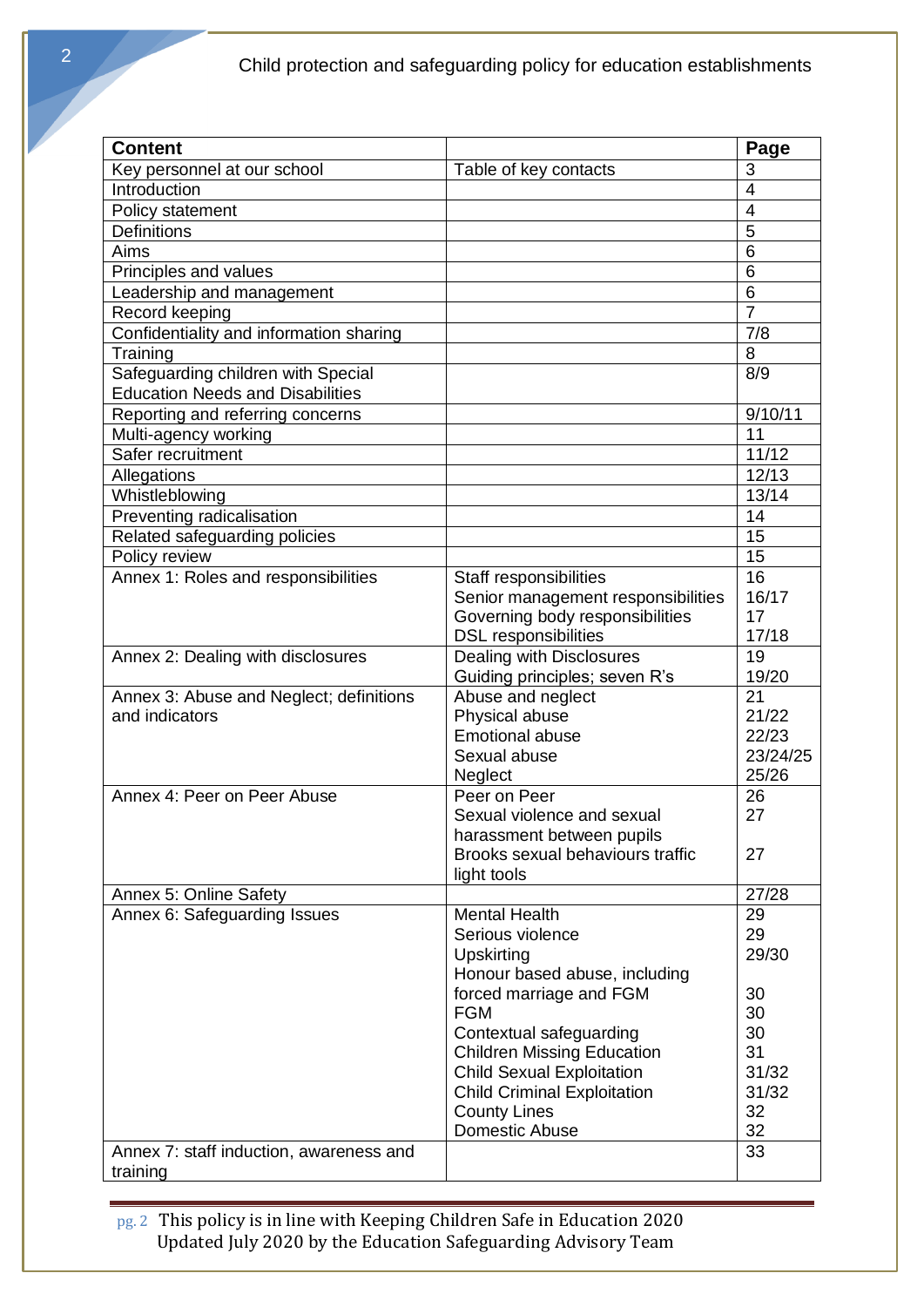| Content | | Page |
|---|---|---|
| Key personnel at our school | Table of key contacts | 3 |
| Introduction | | 4 |
| Policy statement | | 4 |
| Definitions | | 5 |
| Aims | | 6 |
| Principles and values | | 6 |
| Leadership and management | | 6 |
| Record keeping | | 7 |
| Confidentiality and information sharing | | 7/8 |
| Training | | 8 |
| Safeguarding children with Special Education Needs and Disabilities | | 8/9 |
| Reporting and referring concerns | | 9/10/11 |
| Multi-agency working | | 11 |
| Safer recruitment | | 11/12 |
| Allegations | | 12/13 |
| Whistleblowing | | 13/14 |
| Preventing radicalisation | | 14 |
| Related safeguarding policies | | 15 |
| Policy review | | 15 |
| Annex 1: Roles and responsibilities | Staff responsibilities<br>Senior management responsibilities<br>Governing body responsibilities<br>DSL responsibilities | 16<br>16/17<br>17<br>17/18 |
| Annex 2: Dealing with disclosures | Dealing with Disclosures<br>Guiding principles; seven R's | 19<br>19/20 |
| Annex 3: Abuse and Neglect; definitions and indicators | Abuse and neglect<br>Physical abuse<br>Emotional abuse<br>Sexual abuse<br>Neglect | 21<br>21/22<br>22/23<br>23/24/25<br>25/26 |
| Annex 4: Peer on Peer Abuse | Peer on Peer<br>Sexual violence and sexual harassment between pupils<br>Brooks sexual behaviours traffic light tools | 26<br>27<br>27 |
| Annex 5: Online Safety | | 27/28 |
| Annex 6: Safeguarding Issues | Mental Health<br>Serious violence<br>Upskirting<br>Honour based abuse, including forced marriage and FGM<br>FGM<br>Contextual safeguarding<br>Children Missing Education<br>Child Sexual Exploitation<br>Child Criminal Exploitation<br>County Lines<br>Domestic Abuse | 29<br>29<br>29/30<br>30<br>30<br>30<br>31<br>31/32<br>31/32<br>32<br>32 |
| Annex 7: staff induction, awareness and training | | 33 |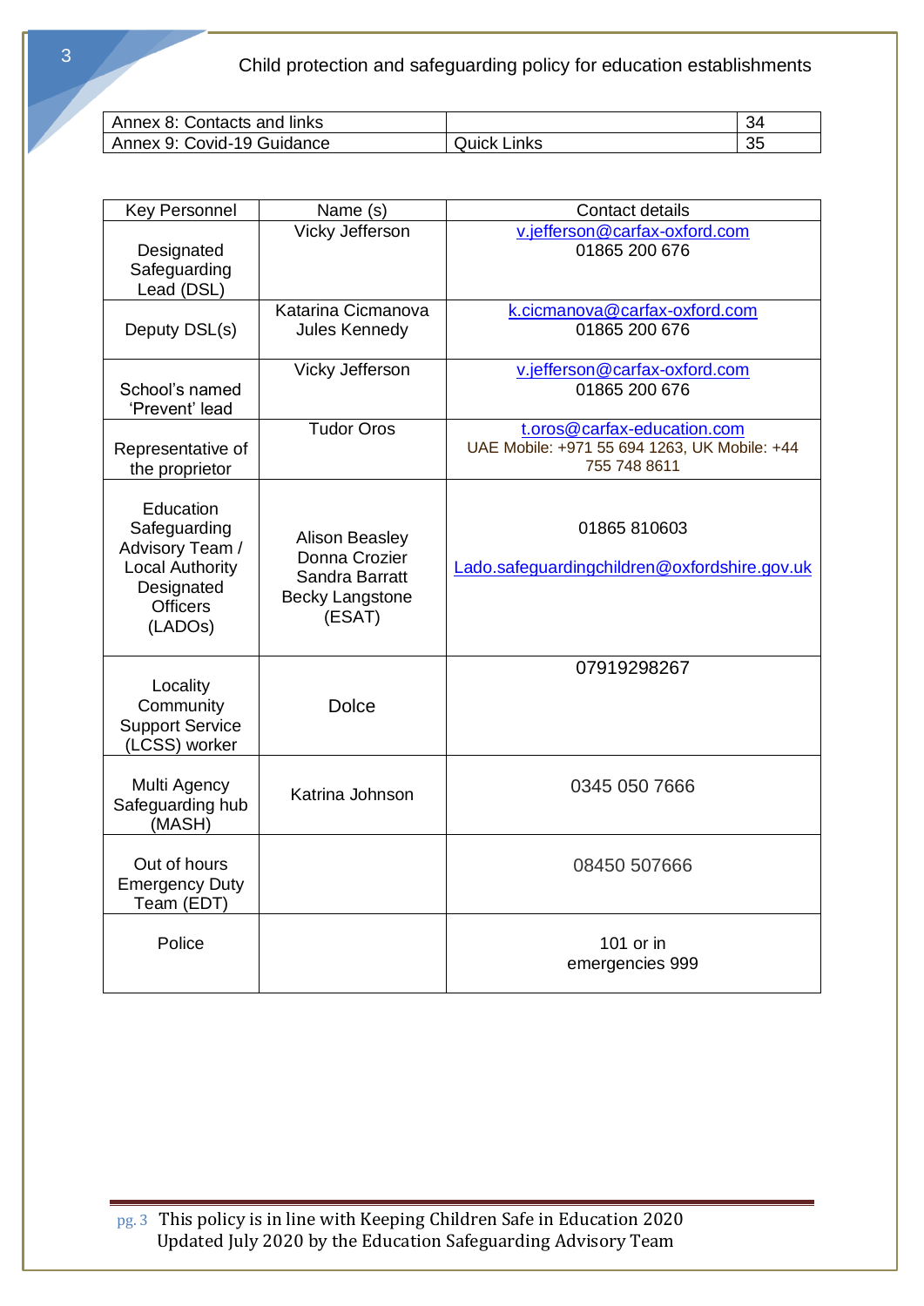| Annex 8: Contacts and links | | 34 |
|---|---|---|
| Annex 9: Covid-19 Guidance | Quick Links | 35 |

| Key Personnel | Name (s) | Contact details |
|---|---|---|
| Designated Safeguarding Lead (DSL) | Vicky Jefferson | v.jefferson@carfax-oxford.com 01865 200 676 |
| Deputy DSL(s) | Katarina Cicmanova Jules Kennedy | k.cicmanova@carfax-oxford.com 01865 200 676 |
| School's named 'Prevent' lead | Vicky Jefferson | v.jefferson@carfax-oxford.com 01865 200 676 |
| Representative of the proprietor | Tudor Oros | t.oros@carfax-education.com UAE Mobile: +971 55 694 1263, UK Mobile: +44 755 748 8611 |
| Education Safeguarding Advisory Team / Local Authority Designated Officers (LADOs) | Alison Beasley Donna Crozier Sandra Barratt Becky Langstone (ESAT) | 01865 810603 Lado.safeguardingchildren@oxfordshire.gov.uk |
| Locality Community Support Service (LCSS) worker | Dolce | 07919298267 |
| Multi Agency Safeguarding hub (MASH) | Katrina Johnson | 0345 050 7666 |
| Out of hours Emergency Duty Team (EDT) | | 08450 507666 |
| Police | | 101 or in emergencies 999 |

This policy is in line with Keeping Children Safe in Education 2020
Updated July 2020 by the Education Safeguarding Advisory Team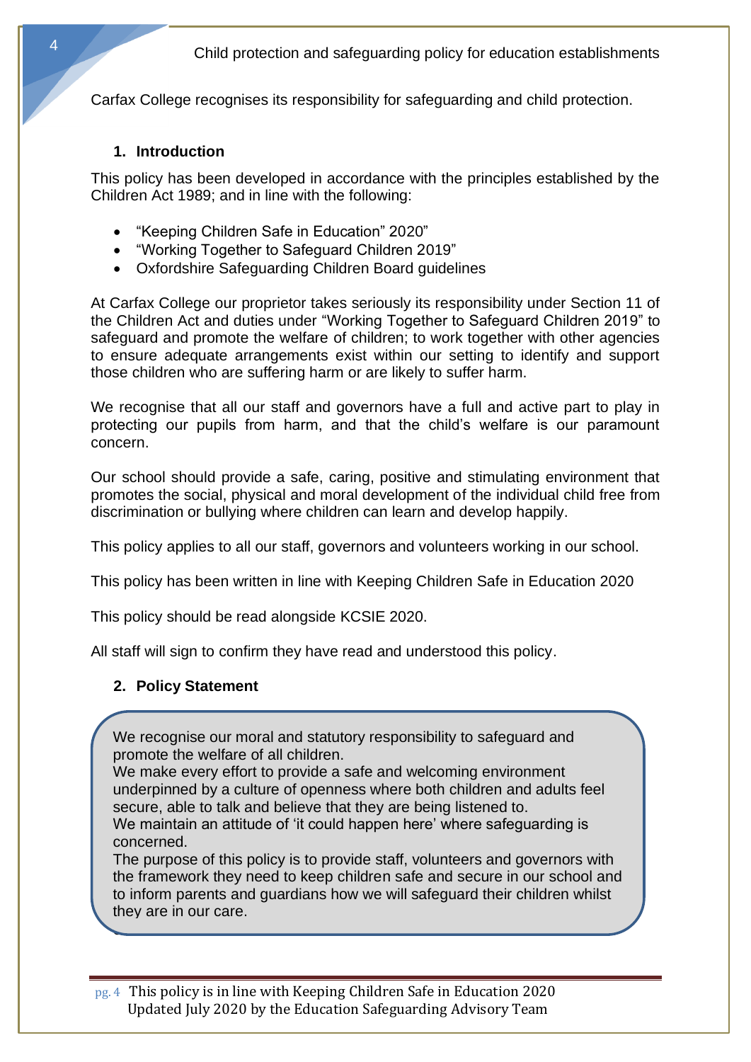Carfax College recognises its responsibility for safeguarding and child protection.

## 1. Introduction

This policy has been developed in accordance with the principles established by the Children Act 1989; and in line with the following:

- "Keeping Children Safe in Education" 2020"
- "Working Together to Safeguard Children 2019"
- Oxfordshire Safeguarding Children Board guidelines

At Carfax College our proprietor takes seriously its responsibility under Section 11 of the Children Act and duties under "Working Together to Safeguard Children 2019" to safeguard and promote the welfare of children; to work together with other agencies to ensure adequate arrangements exist within our setting to identify and support those children who are suffering harm or are likely to suffer harm.

We recognise that all our staff and governors have a full and active part to play in protecting our pupils from harm, and that the child's welfare is our paramount concern.

Our school should provide a safe, caring, positive and stimulating environment that promotes the social, physical and moral development of the individual child free from discrimination or bullying where children can learn and develop happily.

This policy applies to all our staff, governors and volunteers working in our school.

This policy has been written in line with Keeping Children Safe in Education 2020

This policy should be read alongside KCSIE 2020.

All staff will sign to confirm they have read and understood this policy.

## 2. Policy Statement

We recognise our moral and statutory responsibility to safeguard and promote the welfare of all children.
We make every effort to provide a safe and welcoming environment underpinned by a culture of openness where both children and adults feel secure, able to talk and believe that they are being listened to.
We maintain an attitude of 'it could happen here' where safeguarding is concerned.
The purpose of this policy is to provide staff, volunteers and governors with the framework they need to keep children safe and secure in our school and to inform parents and guardians how we will safeguard their children whilst they are in our care.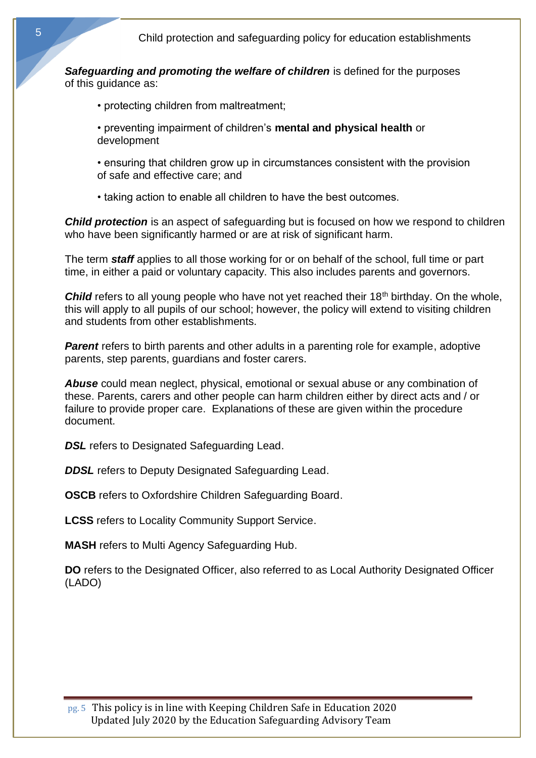***Safeguarding and promoting the welfare of children*** is defined for the purposes of this guidance as:

- protecting children from maltreatment;
- preventing impairment of children's **mental and physical health** or development
- ensuring that children grow up in circumstances consistent with the provision of safe and effective care; and
- taking action to enable all children to have the best outcomes.

***Child protection*** is an aspect of safeguarding but is focused on how we respond to children who have been significantly harmed or are at risk of significant harm.

The term ***staff*** applies to all those working for or on behalf of the school, full time or part time, in either a paid or voluntary capacity. This also includes parents and governors.

***Child*** refers to all young people who have not yet reached their 18th birthday. On the whole, this will apply to all pupils of our school; however, the policy will extend to visiting children and students from other establishments.

***Parent*** refers to birth parents and other adults in a parenting role for example, adoptive parents, step parents, guardians and foster carers.

***Abuse*** could mean neglect, physical, emotional or sexual abuse or any combination of these. Parents, carers and other people can harm children either by direct acts and / or failure to provide proper care. Explanations of these are given within the procedure document.

***DSL*** refers to Designated Safeguarding Lead.

***DDSL*** refers to Deputy Designated Safeguarding Lead.

**OSCB** refers to Oxfordshire Children Safeguarding Board.

**LCSS** refers to Locality Community Support Service.

**MASH** refers to Multi Agency Safeguarding Hub.

**DO** refers to the Designated Officer, also referred to as Local Authority Designated Officer (LADO)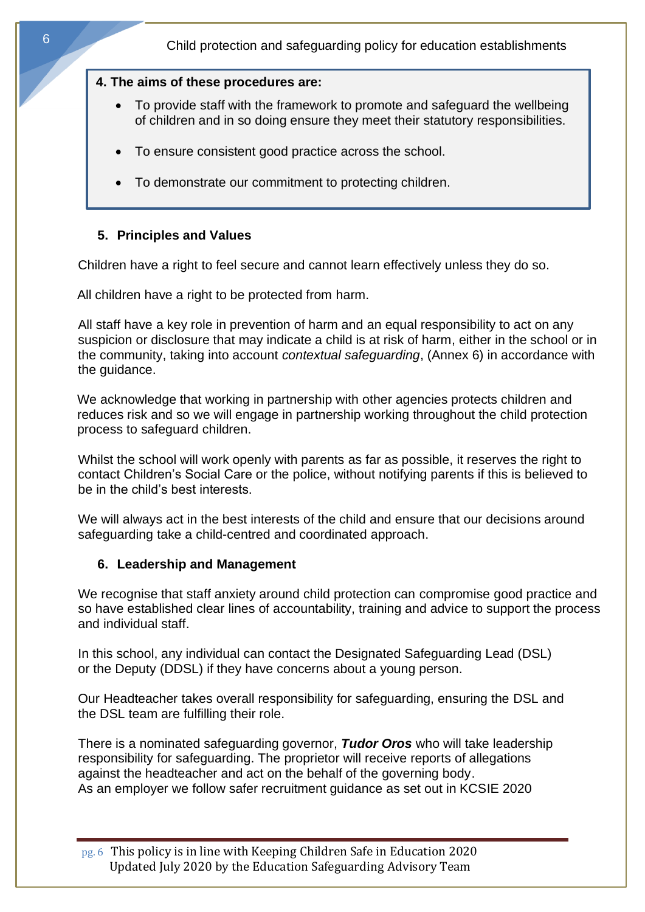**4. The aims of these procedures are:**

- To provide staff with the framework to promote and safeguard the wellbeing of children and in so doing ensure they meet their statutory responsibilities.
- To ensure consistent good practice across the school.
- To demonstrate our commitment to protecting children.

## 5. Principles and Values

Children have a right to feel secure and cannot learn effectively unless they do so.

All children have a right to be protected from harm.

All staff have a key role in prevention of harm and an equal responsibility to act on any suspicion or disclosure that may indicate a child is at risk of harm, either in the school or in the community, taking into account *contextual safeguarding*, (Annex 6) in accordance with the guidance.

We acknowledge that working in partnership with other agencies protects children and reduces risk and so we will engage in partnership working throughout the child protection process to safeguard children.

Whilst the school will work openly with parents as far as possible, it reserves the right to contact Children's Social Care or the police, without notifying parents if this is believed to be in the child's best interests.

We will always act in the best interests of the child and ensure that our decisions around safeguarding take a child-centred and coordinated approach.

## 6. Leadership and Management

We recognise that staff anxiety around child protection can compromise good practice and so have established clear lines of accountability, training and advice to support the process and individual staff.

In this school, any individual can contact the Designated Safeguarding Lead (DSL) or the Deputy (DDSL) if they have concerns about a young person.

Our Headteacher takes overall responsibility for safeguarding, ensuring the DSL and the DSL team are fulfilling their role.

There is a nominated safeguarding governor, ***Tudor Oros*** who will take leadership responsibility for safeguarding. The proprietor will receive reports of allegations against the headteacher and act on the behalf of the governing body.
As an employer we follow safer recruitment guidance as set out in KCSIE 2020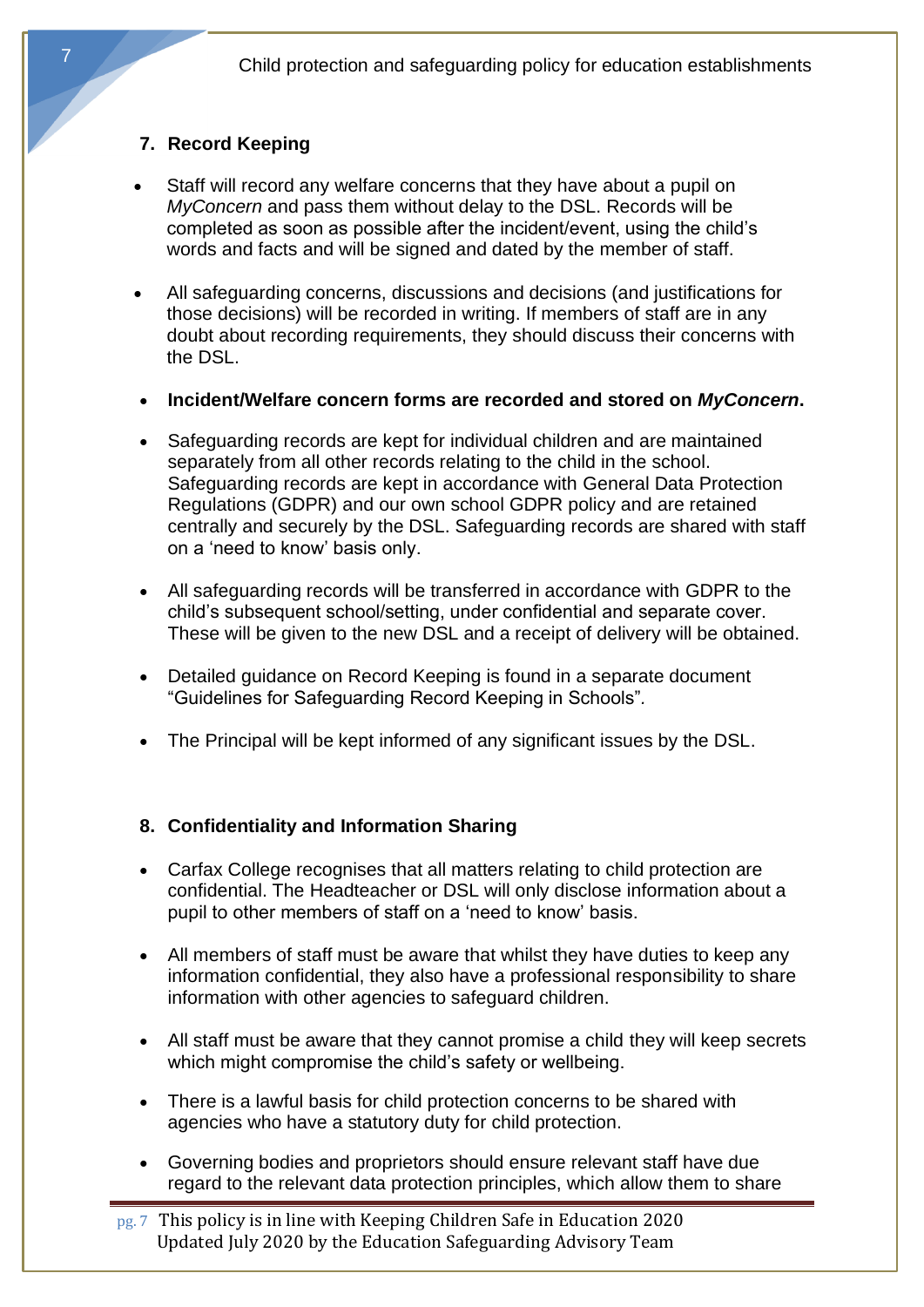## 7. Record Keeping

- Staff will record any welfare concerns that they have about a pupil on *MyConcern* and pass them without delay to the DSL. Records will be completed as soon as possible after the incident/event, using the child's words and facts and will be signed and dated by the member of staff.
- All safeguarding concerns, discussions and decisions (and justifications for those decisions) will be recorded in writing. If members of staff are in any doubt about recording requirements, they should discuss their concerns with the DSL.
- **Incident/Welfare concern forms are recorded and stored on *MyConcern*.**
- Safeguarding records are kept for individual children and are maintained separately from all other records relating to the child in the school. Safeguarding records are kept in accordance with General Data Protection Regulations (GDPR) and our own school GDPR policy and are retained centrally and securely by the DSL. Safeguarding records are shared with staff on a 'need to know' basis only.
- All safeguarding records will be transferred in accordance with GDPR to the child's subsequent school/setting, under confidential and separate cover. These will be given to the new DSL and a receipt of delivery will be obtained.
- Detailed guidance on Record Keeping is found in a separate document "Guidelines for Safeguarding Record Keeping in Schools".
- The Principal will be kept informed of any significant issues by the DSL.

## 8. Confidentiality and Information Sharing

- Carfax College recognises that all matters relating to child protection are confidential. The Headteacher or DSL will only disclose information about a pupil to other members of staff on a 'need to know' basis.
- All members of staff must be aware that whilst they have duties to keep any information confidential, they also have a professional responsibility to share information with other agencies to safeguard children.
- All staff must be aware that they cannot promise a child they will keep secrets which might compromise the child's safety or wellbeing.
- There is a lawful basis for child protection concerns to be shared with agencies who have a statutory duty for child protection.
- Governing bodies and proprietors should ensure relevant staff have due regard to the relevant data protection principles, which allow them to share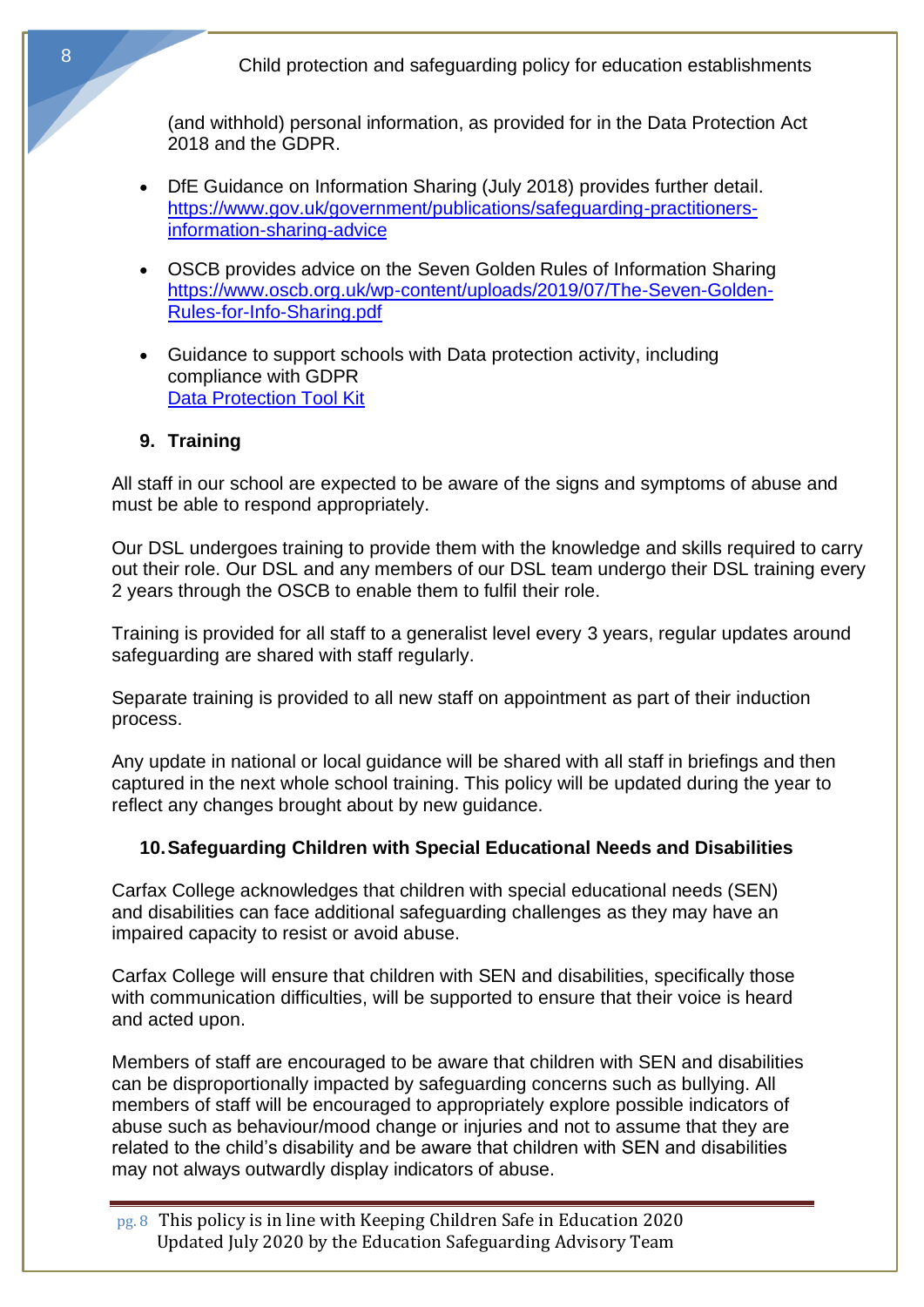(and withhold) personal information, as provided for in the Data Protection Act 2018 and the GDPR.

- DfE Guidance on Information Sharing (July 2018) provides further detail. [https://www.gov.uk/government/publications/safeguarding-practitioners-information-sharing-advice](https://www.gov.uk/government/publications/safeguarding-practitioners-information-sharing-advice)

- OSCB provides advice on the Seven Golden Rules of Information Sharing [https://www.oscb.org.uk/wp-content/uploads/2019/07/The-Seven-Golden-Rules-for-Info-Sharing.pdf](https://www.oscb.org.uk/wp-content/uploads/2019/07/The-Seven-Golden-Rules-for-Info-Sharing.pdf)

- Guidance to support schools with Data protection activity, including compliance with GDPR
  Data Protection Tool Kit

## 9. Training

All staff in our school are expected to be aware of the signs and symptoms of abuse and must be able to respond appropriately.

Our DSL undergoes training to provide them with the knowledge and skills required to carry out their role. Our DSL and any members of our DSL team undergo their DSL training every 2 years through the OSCB to enable them to fulfil their role.

Training is provided for all staff to a generalist level every 3 years, regular updates around safeguarding are shared with staff regularly.

Separate training is provided to all new staff on appointment as part of their induction process.

Any update in national or local guidance will be shared with all staff in briefings and then captured in the next whole school training. This policy will be updated during the year to reflect any changes brought about by new guidance.

## 10. Safeguarding Children with Special Educational Needs and Disabilities

Carfax College acknowledges that children with special educational needs (SEN) and disabilities can face additional safeguarding challenges as they may have an impaired capacity to resist or avoid abuse.

Carfax College will ensure that children with SEN and disabilities, specifically those with communication difficulties, will be supported to ensure that their voice is heard and acted upon.

Members of staff are encouraged to be aware that children with SEN and disabilities can be disproportionally impacted by safeguarding concerns such as bullying. All members of staff will be encouraged to appropriately explore possible indicators of abuse such as behaviour/mood change or injuries and not to assume that they are related to the child's disability and be aware that children with SEN and disabilities may not always outwardly display indicators of abuse.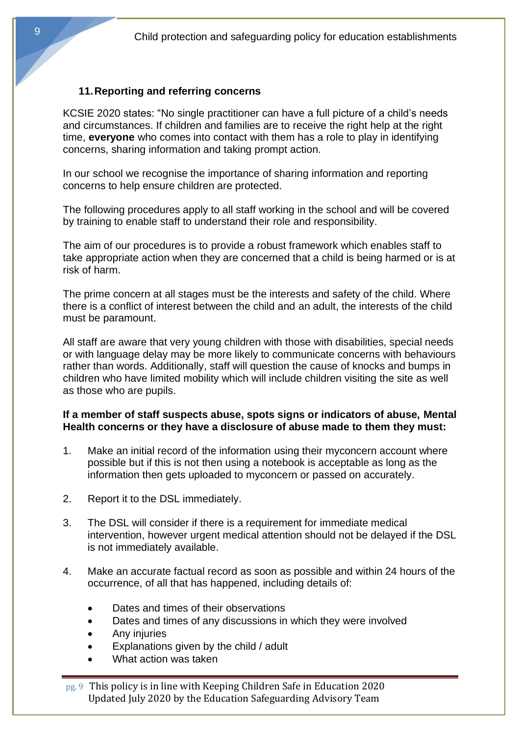## 11. Reporting and referring concerns

KCSIE 2020 states: "No single practitioner can have a full picture of a child's needs and circumstances. If children and families are to receive the right help at the right time, **everyone** who comes into contact with them has a role to play in identifying concerns, sharing information and taking prompt action.

In our school we recognise the importance of sharing information and reporting concerns to help ensure children are protected.

The following procedures apply to all staff working in the school and will be covered by training to enable staff to understand their role and responsibility.

The aim of our procedures is to provide a robust framework which enables staff to take appropriate action when they are concerned that a child is being harmed or is at risk of harm.

The prime concern at all stages must be the interests and safety of the child. Where there is a conflict of interest between the child and an adult, the interests of the child must be paramount.

All staff are aware that very young children with those with disabilities, special needs or with language delay may be more likely to communicate concerns with behaviours rather than words. Additionally, staff will question the cause of knocks and bumps in children who have limited mobility which will include children visiting the site as well as those who are pupils.

**If a member of staff suspects abuse, spots signs or indicators of abuse, Mental Health concerns or they have a disclosure of abuse made to them they must:**

1. Make an initial record of the information using their myconcern account where possible but if this is not then using a notebook is acceptable as long as the information then gets uploaded to myconcern or passed on accurately.

2. Report it to the DSL immediately.

3. The DSL will consider if there is a requirement for immediate medical intervention, however urgent medical attention should not be delayed if the DSL is not immediately available.

4. Make an accurate factual record as soon as possible and within 24 hours of the occurrence, of all that has happened, including details of:

   - Dates and times of their observations
   - Dates and times of any discussions in which they were involved
   - Any injuries
   - Explanations given by the child / adult
   - What action was taken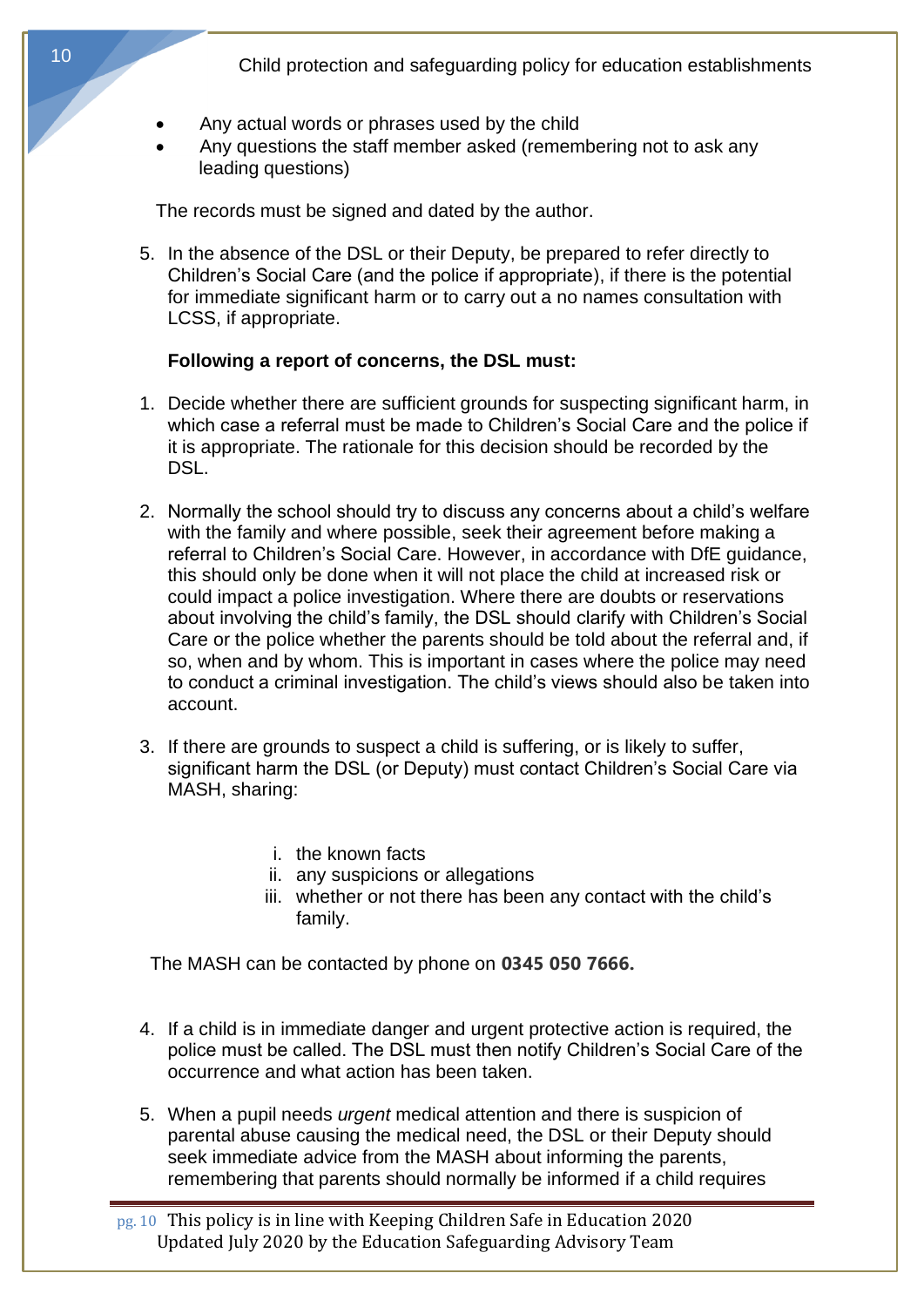- Any actual words or phrases used by the child
- Any questions the staff member asked (remembering not to ask any leading questions)

The records must be signed and dated by the author.

5. In the absence of the DSL or their Deputy, be prepared to refer directly to Children's Social Care (and the police if appropriate), if there is the potential for immediate significant harm or to carry out a no names consultation with LCSS, if appropriate.

**Following a report of concerns, the DSL must:**

1. Decide whether there are sufficient grounds for suspecting significant harm, in which case a referral must be made to Children's Social Care and the police if it is appropriate. The rationale for this decision should be recorded by the DSL.

2. Normally the school should try to discuss any concerns about a child's welfare with the family and where possible, seek their agreement before making a referral to Children's Social Care. However, in accordance with DfE guidance, this should only be done when it will not place the child at increased risk or could impact a police investigation. Where there are doubts or reservations about involving the child's family, the DSL should clarify with Children's Social Care or the police whether the parents should be told about the referral and, if so, when and by whom. This is important in cases where the police may need to conduct a criminal investigation. The child's views should also be taken into account.

3. If there are grounds to suspect a child is suffering, or is likely to suffer, significant harm the DSL (or Deputy) must contact Children's Social Care via MASH, sharing:

   i. the known facts
   ii. any suspicions or allegations
   iii. whether or not there has been any contact with the child's family.

The MASH can be contacted by phone on **0345 050 7666.**

4. If a child is in immediate danger and urgent protective action is required, the police must be called. The DSL must then notify Children's Social Care of the occurrence and what action has been taken.

5. When a pupil needs *urgent* medical attention and there is suspicion of parental abuse causing the medical need, the DSL or their Deputy should seek immediate advice from the MASH about informing the parents, remembering that parents should normally be informed if a child requires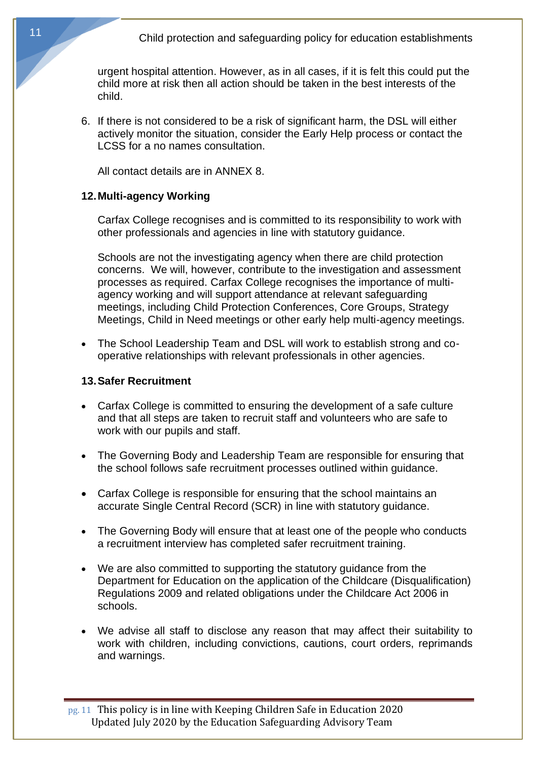urgent hospital attention. However, as in all cases, if it is felt this could put the child more at risk then all action should be taken in the best interests of the child.

6. If there is not considered to be a risk of significant harm, the DSL will either actively monitor the situation, consider the Early Help process or contact the LCSS for a no names consultation.

   All contact details are in ANNEX 8.

## 12. Multi-agency Working

Carfax College recognises and is committed to its responsibility to work with other professionals and agencies in line with statutory guidance.

Schools are not the investigating agency when there are child protection concerns. We will, however, contribute to the investigation and assessment processes as required. Carfax College recognises the importance of multi-agency working and will support attendance at relevant safeguarding meetings, including Child Protection Conferences, Core Groups, Strategy Meetings, Child in Need meetings or other early help multi-agency meetings.

- The School Leadership Team and DSL will work to establish strong and co-operative relationships with relevant professionals in other agencies.

## 13. Safer Recruitment

- Carfax College is committed to ensuring the development of a safe culture and that all steps are taken to recruit staff and volunteers who are safe to work with our pupils and staff.

- The Governing Body and Leadership Team are responsible for ensuring that the school follows safe recruitment processes outlined within guidance.

- Carfax College is responsible for ensuring that the school maintains an accurate Single Central Record (SCR) in line with statutory guidance.

- The Governing Body will ensure that at least one of the people who conducts a recruitment interview has completed safer recruitment training.

- We are also committed to supporting the statutory guidance from the Department for Education on the application of the Childcare (Disqualification) Regulations 2009 and related obligations under the Childcare Act 2006 in schools.

- We advise all staff to disclose any reason that may affect their suitability to work with children, including convictions, cautions, court orders, reprimands and warnings.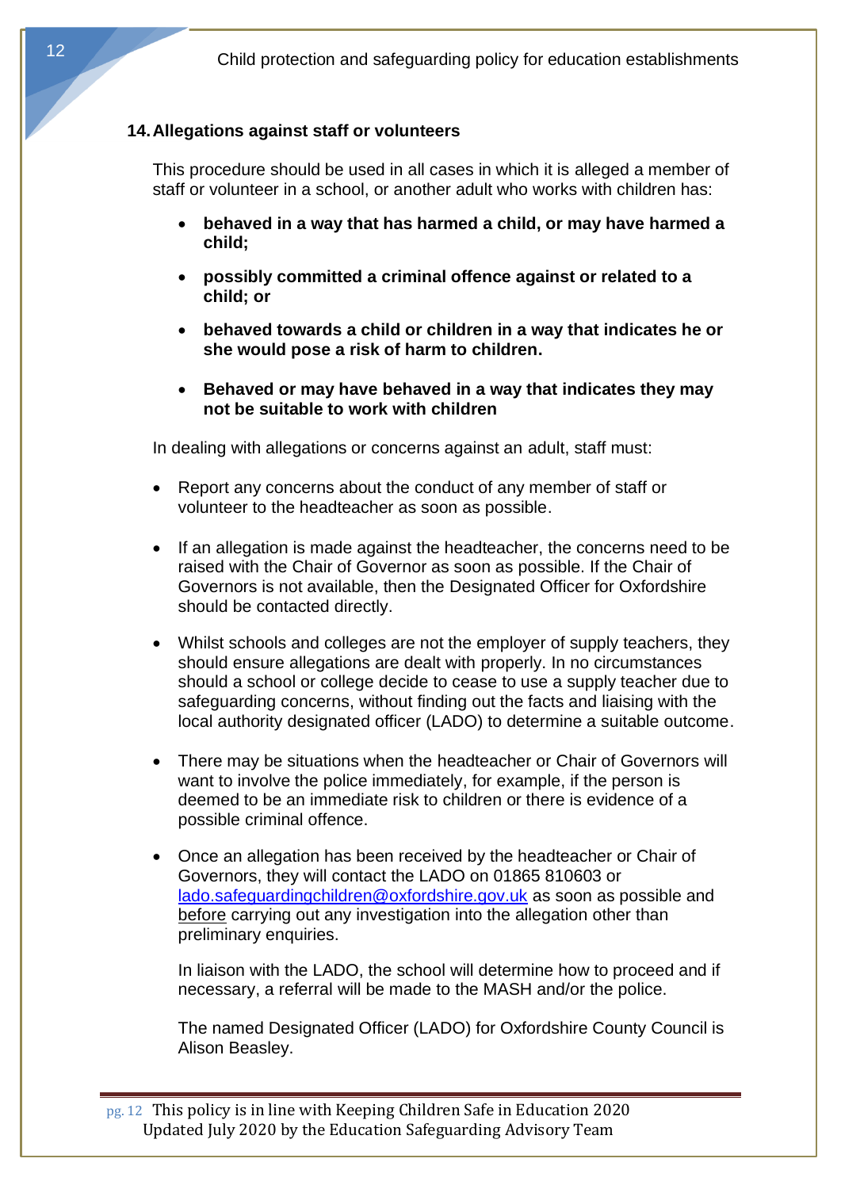## 14. Allegations against staff or volunteers

This procedure should be used in all cases in which it is alleged a member of staff or volunteer in a school, or another adult who works with children has:

- **behaved in a way that has harmed a child, or may have harmed a child;**
- **possibly committed a criminal offence against or related to a child; or**
- **behaved towards a child or children in a way that indicates he or she would pose a risk of harm to children.**
- **Behaved or may have behaved in a way that indicates they may not be suitable to work with children**

In dealing with allegations or concerns against an adult, staff must:

- Report any concerns about the conduct of any member of staff or volunteer to the headteacher as soon as possible.
- If an allegation is made against the headteacher, the concerns need to be raised with the Chair of Governor as soon as possible. If the Chair of Governors is not available, then the Designated Officer for Oxfordshire should be contacted directly.
- Whilst schools and colleges are not the employer of supply teachers, they should ensure allegations are dealt with properly. In no circumstances should a school or college decide to cease to use a supply teacher due to safeguarding concerns, without finding out the facts and liaising with the local authority designated officer (LADO) to determine a suitable outcome.
- There may be situations when the headteacher or Chair of Governors will want to involve the police immediately, for example, if the person is deemed to be an immediate risk to children or there is evidence of a possible criminal offence.
- Once an allegation has been received by the headteacher or Chair of Governors, they will contact the LADO on 01865 810603 or lado.safeguardingchildren@oxfordshire.gov.uk as soon as possible and before carrying out any investigation into the allegation other than preliminary enquiries.

  In liaison with the LADO, the school will determine how to proceed and if necessary, a referral will be made to the MASH and/or the police.

  The named Designated Officer (LADO) for Oxfordshire County Council is Alison Beasley.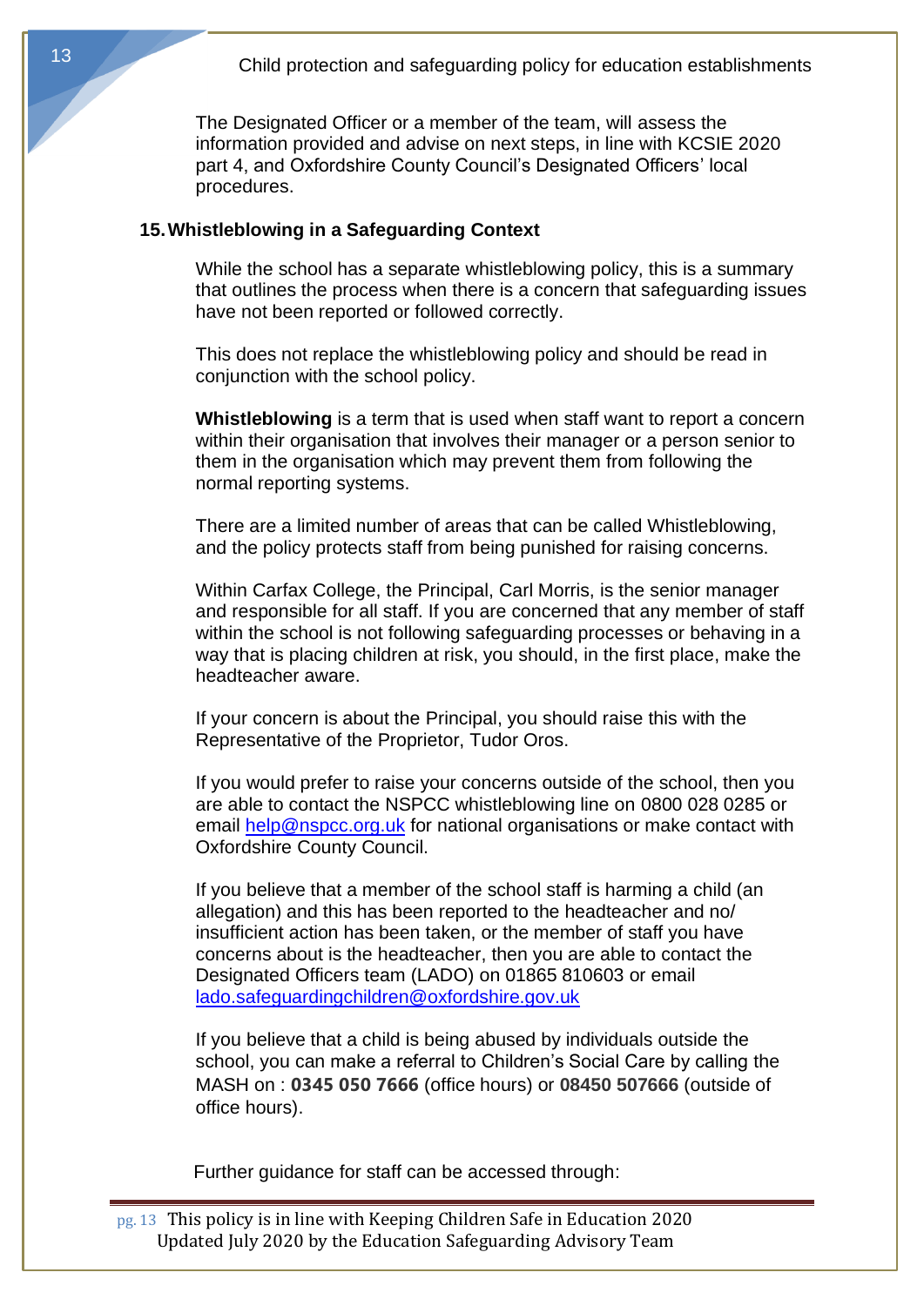The Designated Officer or a member of the team, will assess the information provided and advise on next steps, in line with KCSIE 2020 part 4, and Oxfordshire County Council's Designated Officers' local procedures.

## 15. Whistleblowing in a Safeguarding Context

While the school has a separate whistleblowing policy, this is a summary that outlines the process when there is a concern that safeguarding issues have not been reported or followed correctly.

This does not replace the whistleblowing policy and should be read in conjunction with the school policy.

**Whistleblowing** is a term that is used when staff want to report a concern within their organisation that involves their manager or a person senior to them in the organisation which may prevent them from following the normal reporting systems.

There are a limited number of areas that can be called Whistleblowing, and the policy protects staff from being punished for raising concerns.

Within Carfax College, the Principal, Carl Morris, is the senior manager and responsible for all staff. If you are concerned that any member of staff within the school is not following safeguarding processes or behaving in a way that is placing children at risk, you should, in the first place, make the headteacher aware.

If your concern is about the Principal, you should raise this with the Representative of the Proprietor, Tudor Oros.

If you would prefer to raise your concerns outside of the school, then you are able to contact the NSPCC whistleblowing line on 0800 028 0285 or email help@nspcc.org.uk for national organisations or make contact with Oxfordshire County Council.

If you believe that a member of the school staff is harming a child (an allegation) and this has been reported to the headteacher and no/ insufficient action has been taken, or the member of staff you have concerns about is the headteacher, then you are able to contact the Designated Officers team (LADO) on 01865 810603 or email lado.safeguardingchildren@oxfordshire.gov.uk

If you believe that a child is being abused by individuals outside the school, you can make a referral to Children's Social Care by calling the MASH on : **0345 050 7666** (office hours) or **08450 507666** (outside of office hours).

Further guidance for staff can be accessed through: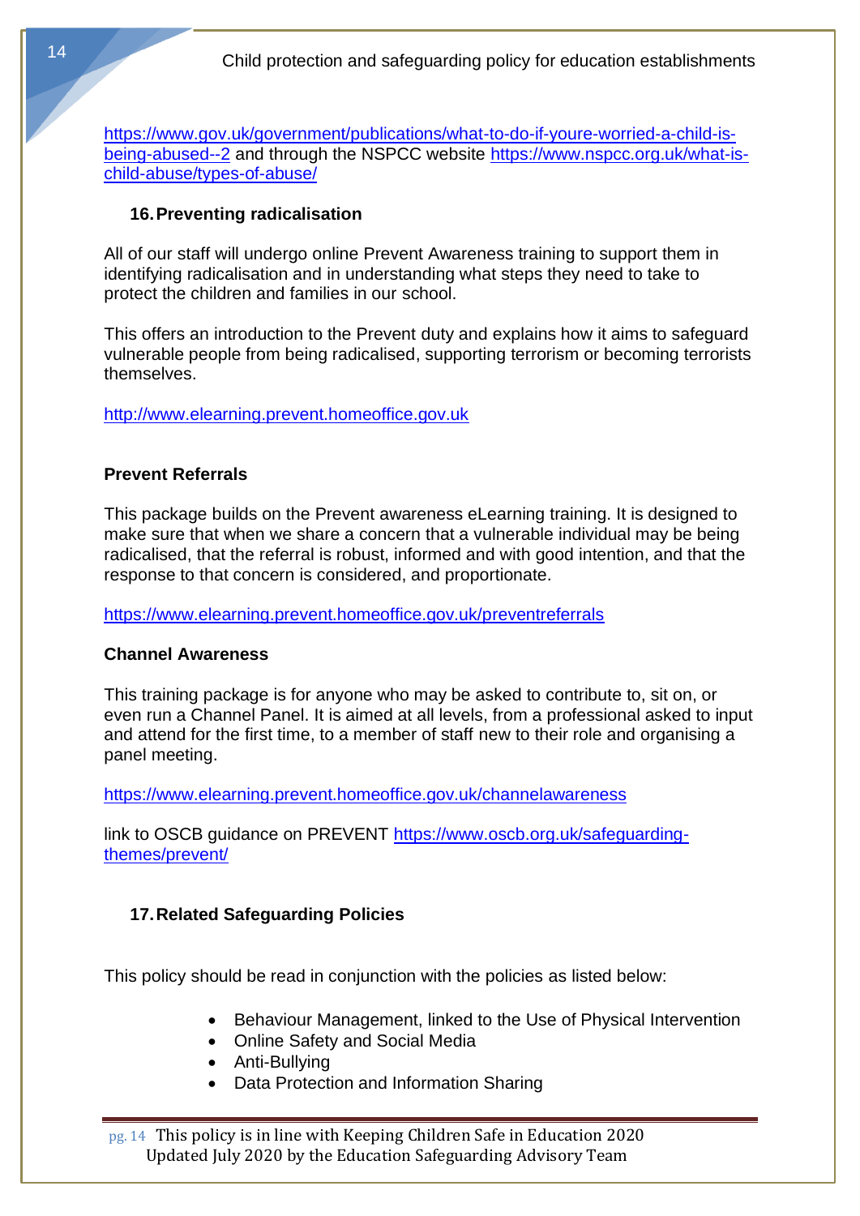https://www.gov.uk/government/publications/what-to-do-if-youre-worried-a-child-is-being-abused--2 and through the NSPCC website https://www.nspcc.org.uk/what-is-child-abuse/types-of-abuse/

## 16. Preventing radicalisation

All of our staff will undergo online Prevent Awareness training to support them in identifying radicalisation and in understanding what steps they need to take to protect the children and families in our school.

This offers an introduction to the Prevent duty and explains how it aims to safeguard vulnerable people from being radicalised, supporting terrorism or becoming terrorists themselves.

http://www.elearning.prevent.homeoffice.gov.uk

### Prevent Referrals

This package builds on the Prevent awareness eLearning training. It is designed to make sure that when we share a concern that a vulnerable individual may be being radicalised, that the referral is robust, informed and with good intention, and that the response to that concern is considered, and proportionate.

https://www.elearning.prevent.homeoffice.gov.uk/preventreferrals

### Channel Awareness

This training package is for anyone who may be asked to contribute to, sit on, or even run a Channel Panel. It is aimed at all levels, from a professional asked to input and attend for the first time, to a member of staff new to their role and organising a panel meeting.

https://www.elearning.prevent.homeoffice.gov.uk/channelawareness

link to OSCB guidance on PREVENT https://www.oscb.org.uk/safeguarding-themes/prevent/

## 17. Related Safeguarding Policies

This policy should be read in conjunction with the policies as listed below:

- Behaviour Management, linked to the Use of Physical Intervention
- Online Safety and Social Media
- Anti-Bullying
- Data Protection and Information Sharing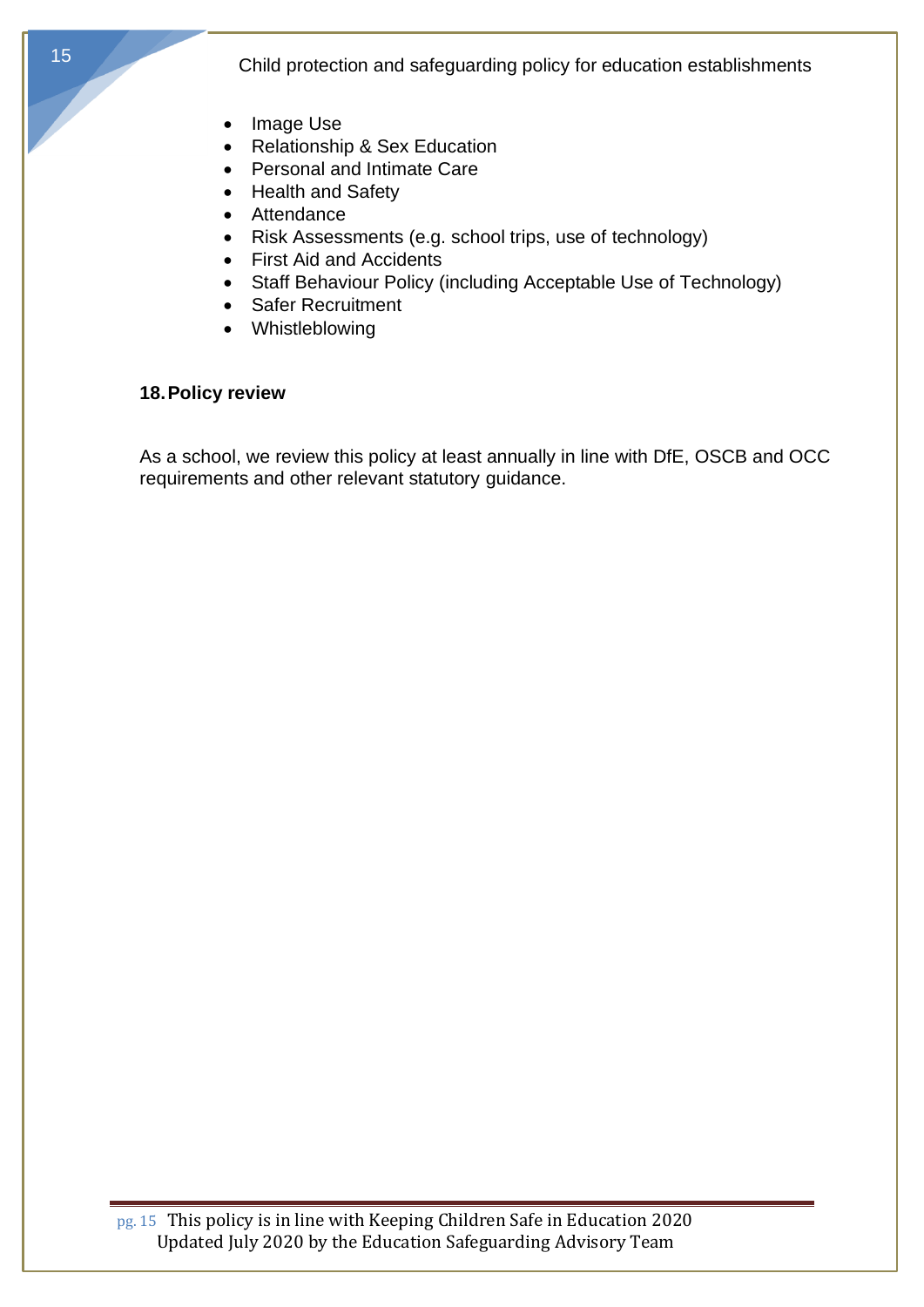- Image Use
- Relationship & Sex Education
- Personal and Intimate Care
- Health and Safety
- Attendance
- Risk Assessments (e.g. school trips, use of technology)
- First Aid and Accidents
- Staff Behaviour Policy (including Acceptable Use of Technology)
- Safer Recruitment
- Whistleblowing

## 18. Policy review

As a school, we review this policy at least annually in line with DfE, OSCB and OCC requirements and other relevant statutory guidance.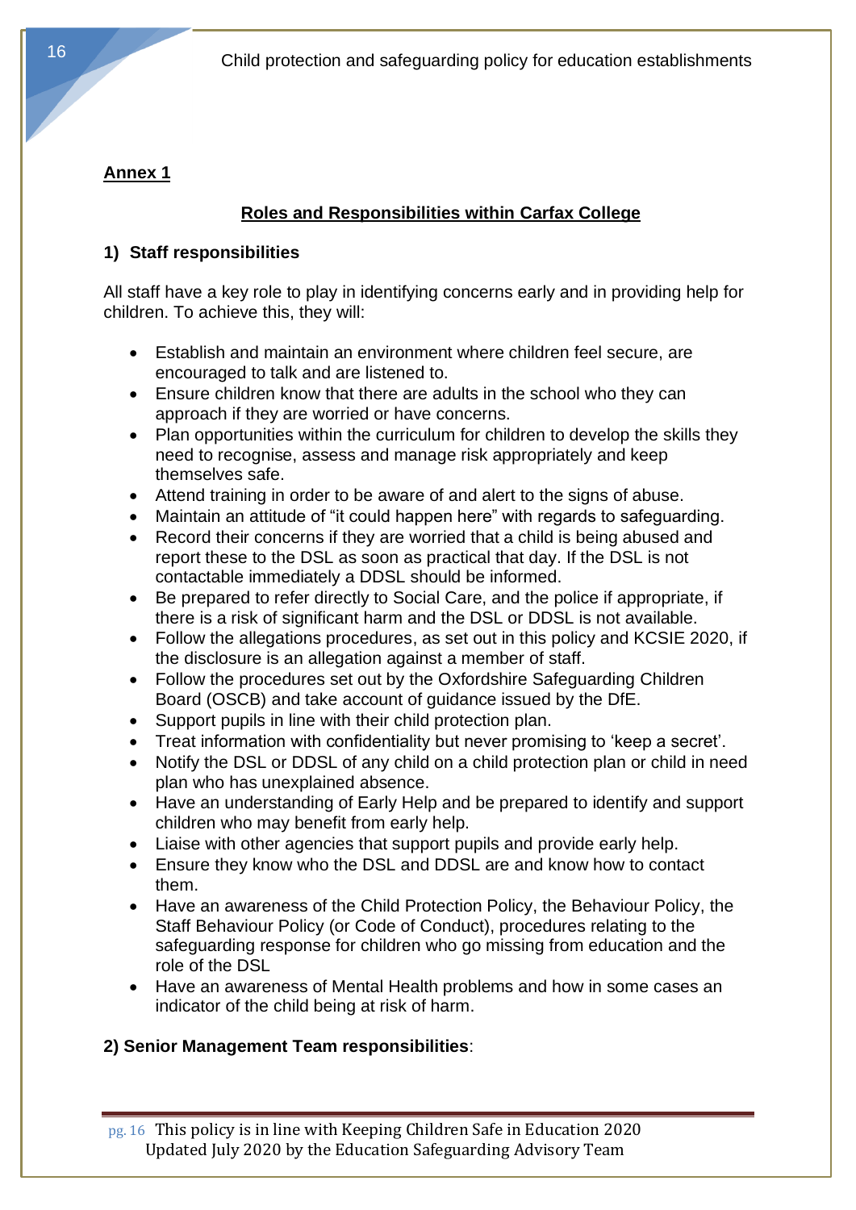**Annex 1**

**Roles and Responsibilities within Carfax College**

### 1) Staff responsibilities

All staff have a key role to play in identifying concerns early and in providing help for children. To achieve this, they will:

- Establish and maintain an environment where children feel secure, are encouraged to talk and are listened to.
- Ensure children know that there are adults in the school who they can approach if they are worried or have concerns.
- Plan opportunities within the curriculum for children to develop the skills they need to recognise, assess and manage risk appropriately and keep themselves safe.
- Attend training in order to be aware of and alert to the signs of abuse.
- Maintain an attitude of "it could happen here" with regards to safeguarding.
- Record their concerns if they are worried that a child is being abused and report these to the DSL as soon as practical that day. If the DSL is not contactable immediately a DDSL should be informed.
- Be prepared to refer directly to Social Care, and the police if appropriate, if there is a risk of significant harm and the DSL or DDSL is not available.
- Follow the allegations procedures, as set out in this policy and KCSIE 2020, if the disclosure is an allegation against a member of staff.
- Follow the procedures set out by the Oxfordshire Safeguarding Children Board (OSCB) and take account of guidance issued by the DfE.
- Support pupils in line with their child protection plan.
- Treat information with confidentiality but never promising to 'keep a secret'.
- Notify the DSL or DDSL of any child on a child protection plan or child in need plan who has unexplained absence.
- Have an understanding of Early Help and be prepared to identify and support children who may benefit from early help.
- Liaise with other agencies that support pupils and provide early help.
- Ensure they know who the DSL and DDSL are and know how to contact them.
- Have an awareness of the Child Protection Policy, the Behaviour Policy, the Staff Behaviour Policy (or Code of Conduct), procedures relating to the safeguarding response for children who go missing from education and the role of the DSL
- Have an awareness of Mental Health problems and how in some cases an indicator of the child being at risk of harm.

### 2) Senior Management Team responsibilities: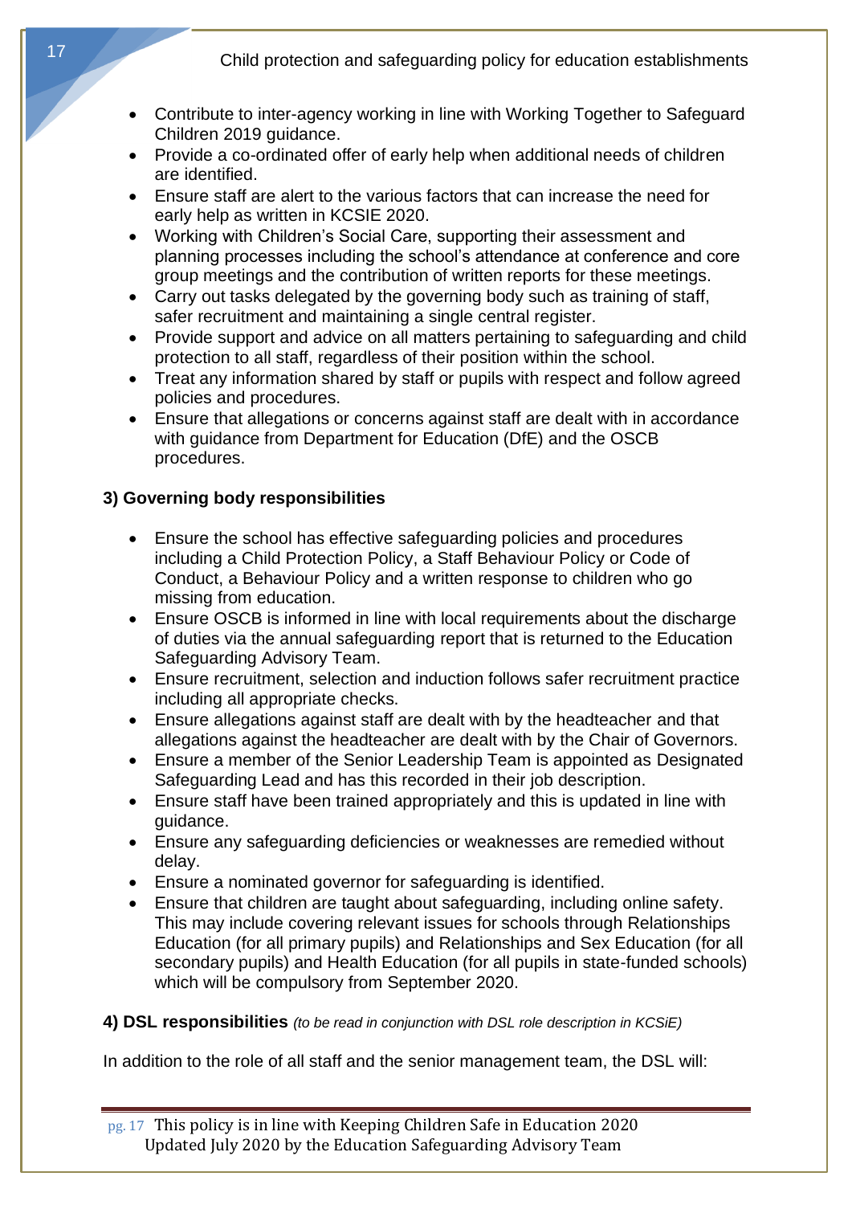- Contribute to inter-agency working in line with Working Together to Safeguard Children 2019 guidance.
- Provide a co-ordinated offer of early help when additional needs of children are identified.
- Ensure staff are alert to the various factors that can increase the need for early help as written in KCSIE 2020.
- Working with Children's Social Care, supporting their assessment and planning processes including the school's attendance at conference and core group meetings and the contribution of written reports for these meetings.
- Carry out tasks delegated by the governing body such as training of staff, safer recruitment and maintaining a single central register.
- Provide support and advice on all matters pertaining to safeguarding and child protection to all staff, regardless of their position within the school.
- Treat any information shared by staff or pupils with respect and follow agreed policies and procedures.
- Ensure that allegations or concerns against staff are dealt with in accordance with guidance from Department for Education (DfE) and the OSCB procedures.

**3) Governing body responsibilities**

- Ensure the school has effective safeguarding policies and procedures including a Child Protection Policy, a Staff Behaviour Policy or Code of Conduct, a Behaviour Policy and a written response to children who go missing from education.
- Ensure OSCB is informed in line with local requirements about the discharge of duties via the annual safeguarding report that is returned to the Education Safeguarding Advisory Team.
- Ensure recruitment, selection and induction follows safer recruitment practice including all appropriate checks.
- Ensure allegations against staff are dealt with by the headteacher and that allegations against the headteacher are dealt with by the Chair of Governors.
- Ensure a member of the Senior Leadership Team is appointed as Designated Safeguarding Lead and has this recorded in their job description.
- Ensure staff have been trained appropriately and this is updated in line with guidance.
- Ensure any safeguarding deficiencies or weaknesses are remedied without delay.
- Ensure a nominated governor for safeguarding is identified.
- Ensure that children are taught about safeguarding, including online safety. This may include covering relevant issues for schools through Relationships Education (for all primary pupils) and Relationships and Sex Education (for all secondary pupils) and Health Education (for all pupils in state-funded schools) which will be compulsory from September 2020.

**4) DSL responsibilities** *(to be read in conjunction with DSL role description in KCSiE)*

In addition to the role of all staff and the senior management team, the DSL will: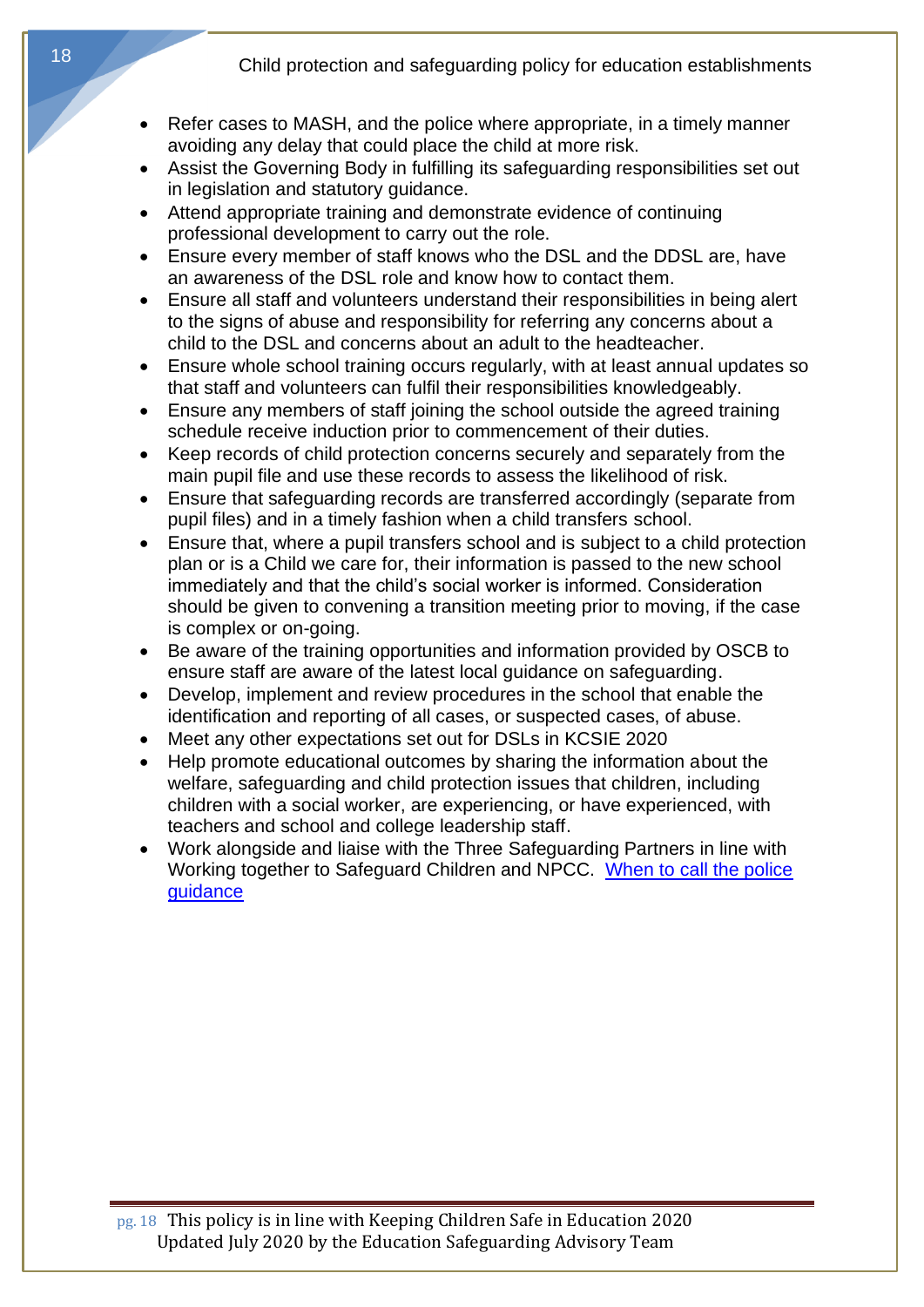- Refer cases to MASH, and the police where appropriate, in a timely manner avoiding any delay that could place the child at more risk.
- Assist the Governing Body in fulfilling its safeguarding responsibilities set out in legislation and statutory guidance.
- Attend appropriate training and demonstrate evidence of continuing professional development to carry out the role.
- Ensure every member of staff knows who the DSL and the DDSL are, have an awareness of the DSL role and know how to contact them.
- Ensure all staff and volunteers understand their responsibilities in being alert to the signs of abuse and responsibility for referring any concerns about a child to the DSL and concerns about an adult to the headteacher.
- Ensure whole school training occurs regularly, with at least annual updates so that staff and volunteers can fulfil their responsibilities knowledgeably.
- Ensure any members of staff joining the school outside the agreed training schedule receive induction prior to commencement of their duties.
- Keep records of child protection concerns securely and separately from the main pupil file and use these records to assess the likelihood of risk.
- Ensure that safeguarding records are transferred accordingly (separate from pupil files) and in a timely fashion when a child transfers school.
- Ensure that, where a pupil transfers school and is subject to a child protection plan or is a Child we care for, their information is passed to the new school immediately and that the child's social worker is informed. Consideration should be given to convening a transition meeting prior to moving, if the case is complex or on-going.
- Be aware of the training opportunities and information provided by OSCB to ensure staff are aware of the latest local guidance on safeguarding.
- Develop, implement and review procedures in the school that enable the identification and reporting of all cases, or suspected cases, of abuse.
- Meet any other expectations set out for DSLs in KCSIE 2020
- Help promote educational outcomes by sharing the information about the welfare, safeguarding and child protection issues that children, including children with a social worker, are experiencing, or have experienced, with teachers and school and college leadership staff.
- Work alongside and liaise with the Three Safeguarding Partners in line with Working together to Safeguard Children and NPCC. [When to call the police guidance]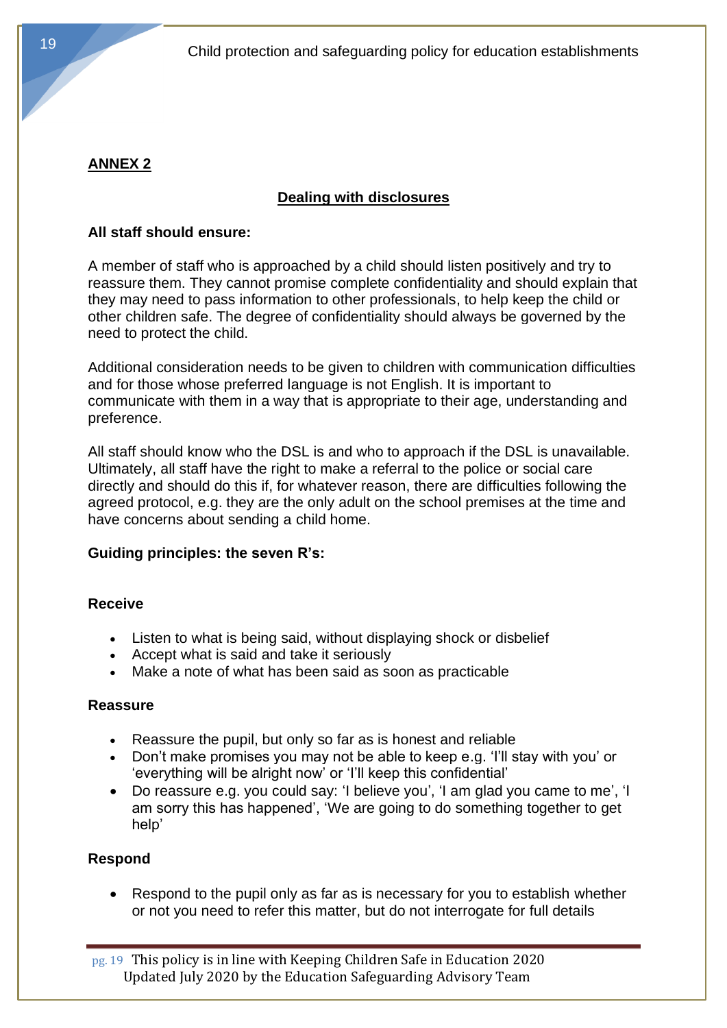**ANNEX 2**

## Dealing with disclosures

**All staff should ensure:**

A member of staff who is approached by a child should listen positively and try to reassure them. They cannot promise complete confidentiality and should explain that they may need to pass information to other professionals, to help keep the child or other children safe. The degree of confidentiality should always be governed by the need to protect the child.

Additional consideration needs to be given to children with communication difficulties and for those whose preferred language is not English. It is important to communicate with them in a way that is appropriate to their age, understanding and preference.

All staff should know who the DSL is and who to approach if the DSL is unavailable. Ultimately, all staff have the right to make a referral to the police or social care directly and should do this if, for whatever reason, there are difficulties following the agreed protocol, e.g. they are the only adult on the school premises at the time and have concerns about sending a child home.

**Guiding principles: the seven R's:**

**Receive**

- Listen to what is being said, without displaying shock or disbelief
- Accept what is said and take it seriously
- Make a note of what has been said as soon as practicable

**Reassure**

- Reassure the pupil, but only so far as is honest and reliable
- Don't make promises you may not be able to keep e.g. 'I'll stay with you' or 'everything will be alright now' or 'I'll keep this confidential'
- Do reassure e.g. you could say: 'I believe you', 'I am glad you came to me', 'I am sorry this has happened', 'We are going to do something together to get help'

**Respond**

- Respond to the pupil only as far as is necessary for you to establish whether or not you need to refer this matter, but do not interrogate for full details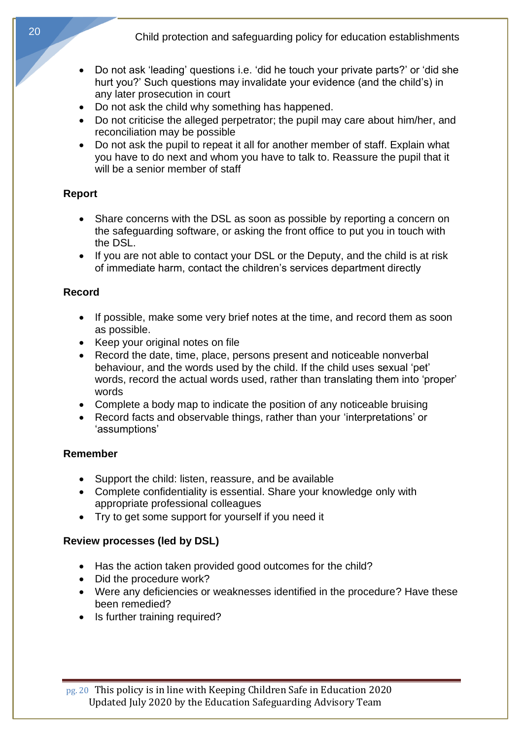- Do not ask 'leading' questions i.e. 'did he touch your private parts?' or 'did she hurt you?' Such questions may invalidate your evidence (and the child's) in any later prosecution in court
- Do not ask the child why something has happened.
- Do not criticise the alleged perpetrator; the pupil may care about him/her, and reconciliation may be possible
- Do not ask the pupil to repeat it all for another member of staff. Explain what you have to do next and whom you have to talk to. Reassure the pupil that it will be a senior member of staff

**Report**

- Share concerns with the DSL as soon as possible by reporting a concern on the safeguarding software, or asking the front office to put you in touch with the DSL.
- If you are not able to contact your DSL or the Deputy, and the child is at risk of immediate harm, contact the children's services department directly

**Record**

- If possible, make some very brief notes at the time, and record them as soon as possible.
- Keep your original notes on file
- Record the date, time, place, persons present and noticeable nonverbal behaviour, and the words used by the child. If the child uses sexual 'pet' words, record the actual words used, rather than translating them into 'proper' words
- Complete a body map to indicate the position of any noticeable bruising
- Record facts and observable things, rather than your 'interpretations' or 'assumptions'

**Remember**

- Support the child: listen, reassure, and be available
- Complete confidentiality is essential. Share your knowledge only with appropriate professional colleagues
- Try to get some support for yourself if you need it

**Review processes (led by DSL)**

- Has the action taken provided good outcomes for the child?
- Did the procedure work?
- Were any deficiencies or weaknesses identified in the procedure? Have these been remedied?
- Is further training required?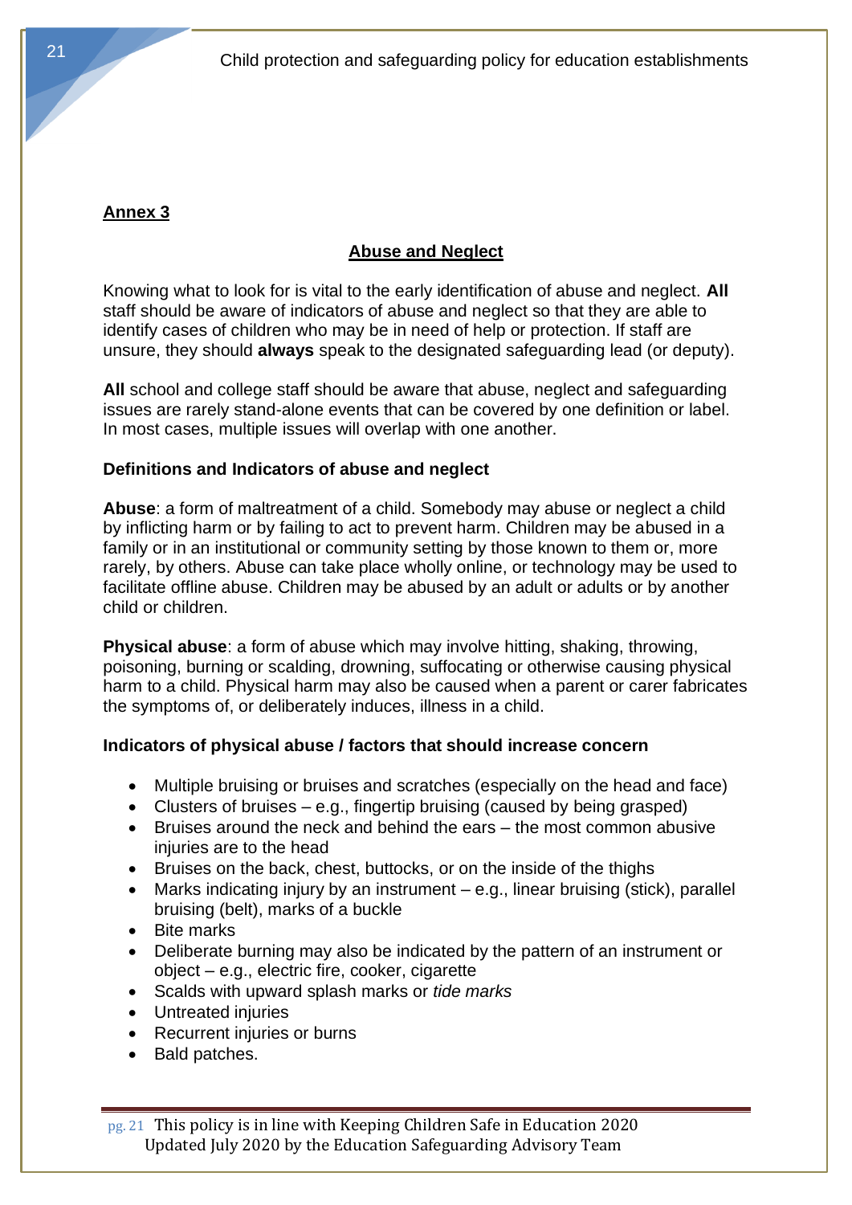**Annex 3**

## Abuse and Neglect

Knowing what to look for is vital to the early identification of abuse and neglect. **All** staff should be aware of indicators of abuse and neglect so that they are able to identify cases of children who may be in need of help or protection. If staff are unsure, they should **always** speak to the designated safeguarding lead (or deputy).

**All** school and college staff should be aware that abuse, neglect and safeguarding issues are rarely stand-alone events that can be covered by one definition or label. In most cases, multiple issues will overlap with one another.

### Definitions and Indicators of abuse and neglect

**Abuse**: a form of maltreatment of a child. Somebody may abuse or neglect a child by inflicting harm or by failing to act to prevent harm. Children may be abused in a family or in an institutional or community setting by those known to them or, more rarely, by others. Abuse can take place wholly online, or technology may be used to facilitate offline abuse. Children may be abused by an adult or adults or by another child or children.

**Physical abuse**: a form of abuse which may involve hitting, shaking, throwing, poisoning, burning or scalding, drowning, suffocating or otherwise causing physical harm to a child. Physical harm may also be caused when a parent or carer fabricates the symptoms of, or deliberately induces, illness in a child.

### Indicators of physical abuse / factors that should increase concern

- Multiple bruising or bruises and scratches (especially on the head and face)
- Clusters of bruises – e.g., fingertip bruising (caused by being grasped)
- Bruises around the neck and behind the ears – the most common abusive injuries are to the head
- Bruises on the back, chest, buttocks, or on the inside of the thighs
- Marks indicating injury by an instrument – e.g., linear bruising (stick), parallel bruising (belt), marks of a buckle
- Bite marks
- Deliberate burning may also be indicated by the pattern of an instrument or object – e.g., electric fire, cooker, cigarette
- Scalds with upward splash marks or *tide marks*
- Untreated injuries
- Recurrent injuries or burns
- Bald patches.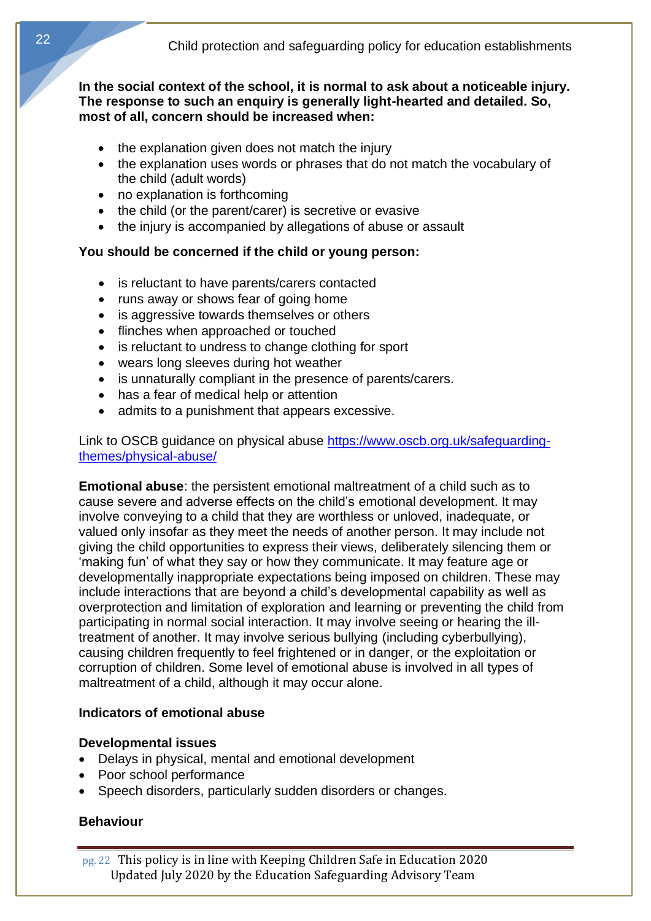**In the social context of the school, it is normal to ask about a noticeable injury. The response to such an enquiry is generally light-hearted and detailed. So, most of all, concern should be increased when:**

- the explanation given does not match the injury
- the explanation uses words or phrases that do not match the vocabulary of the child (adult words)
- no explanation is forthcoming
- the child (or the parent/carer) is secretive or evasive
- the injury is accompanied by allegations of abuse or assault

**You should be concerned if the child or young person:**

- is reluctant to have parents/carers contacted
- runs away or shows fear of going home
- is aggressive towards themselves or others
- flinches when approached or touched
- is reluctant to undress to change clothing for sport
- wears long sleeves during hot weather
- is unnaturally compliant in the presence of parents/carers.
- has a fear of medical help or attention
- admits to a punishment that appears excessive.

Link to OSCB guidance on physical abuse [https://www.oscb.org.uk/safeguarding-themes/physical-abuse/](https://www.oscb.org.uk/safeguarding-themes/physical-abuse/)

**Emotional abuse**: the persistent emotional maltreatment of a child such as to cause severe and adverse effects on the child's emotional development. It may involve conveying to a child that they are worthless or unloved, inadequate, or valued only insofar as they meet the needs of another person. It may include not giving the child opportunities to express their views, deliberately silencing them or 'making fun' of what they say or how they communicate. It may feature age or developmentally inappropriate expectations being imposed on children. These may include interactions that are beyond a child's developmental capability as well as overprotection and limitation of exploration and learning or preventing the child from participating in normal social interaction. It may involve seeing or hearing the ill-treatment of another. It may involve serious bullying (including cyberbullying), causing children frequently to feel frightened or in danger, or the exploitation or corruption of children. Some level of emotional abuse is involved in all types of maltreatment of a child, although it may occur alone.

**Indicators of emotional abuse**

**Developmental issues**

- Delays in physical, mental and emotional development
- Poor school performance
- Speech disorders, particularly sudden disorders or changes.

**Behaviour**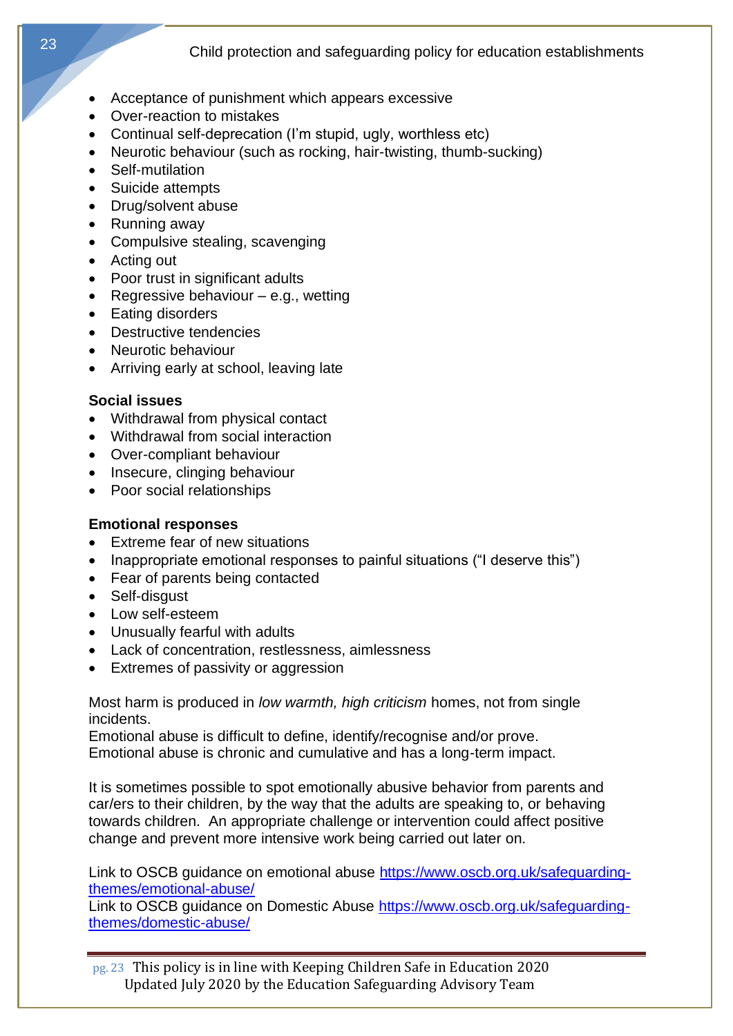- Acceptance of punishment which appears excessive
- Over-reaction to mistakes
- Continual self-deprecation (I'm stupid, ugly, worthless etc)
- Neurotic behaviour (such as rocking, hair-twisting, thumb-sucking)
- Self-mutilation
- Suicide attempts
- Drug/solvent abuse
- Running away
- Compulsive stealing, scavenging
- Acting out
- Poor trust in significant adults
- Regressive behaviour – e.g., wetting
- Eating disorders
- Destructive tendencies
- Neurotic behaviour
- Arriving early at school, leaving late

**Social issues**

- Withdrawal from physical contact
- Withdrawal from social interaction
- Over-compliant behaviour
- Insecure, clinging behaviour
- Poor social relationships

**Emotional responses**

- Extreme fear of new situations
- Inappropriate emotional responses to painful situations ("I deserve this")
- Fear of parents being contacted
- Self-disgust
- Low self-esteem
- Unusually fearful with adults
- Lack of concentration, restlessness, aimlessness
- Extremes of passivity or aggression

Most harm is produced in *low warmth, high criticism* homes, not from single incidents.
Emotional abuse is difficult to define, identify/recognise and/or prove.
Emotional abuse is chronic and cumulative and has a long-term impact.

It is sometimes possible to spot emotionally abusive behavior from parents and car/ers to their children, by the way that the adults are speaking to, or behaving towards children. An appropriate challenge or intervention could affect positive change and prevent more intensive work being carried out later on.

Link to OSCB guidance on emotional abuse [https://www.oscb.org.uk/safeguarding-themes/emotional-abuse/](https://www.oscb.org.uk/safeguarding-themes/emotional-abuse/)
Link to OSCB guidance on Domestic Abuse [https://www.oscb.org.uk/safeguarding-themes/domestic-abuse/](https://www.oscb.org.uk/safeguarding-themes/domestic-abuse/)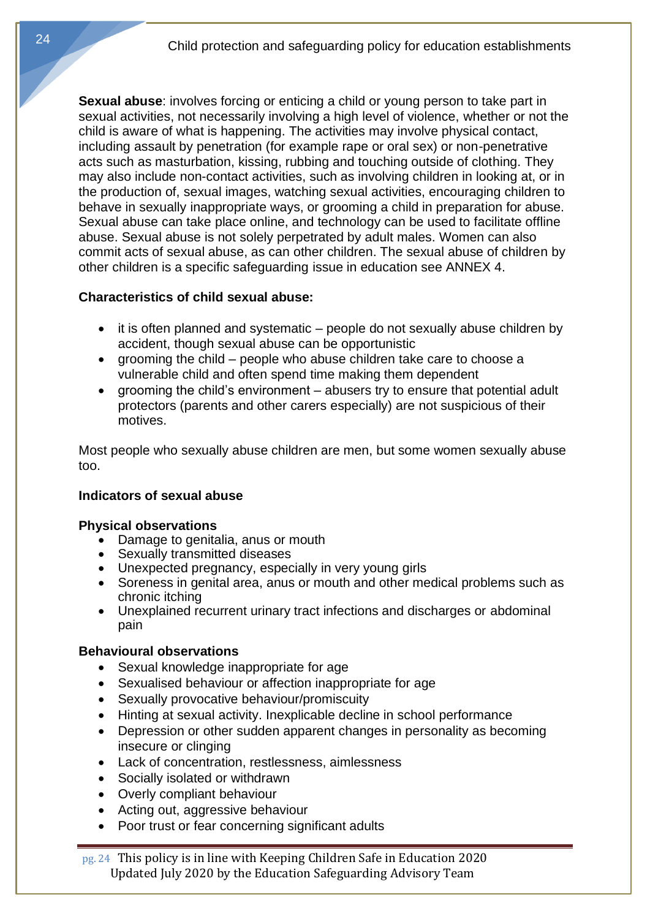**Sexual abuse**: involves forcing or enticing a child or young person to take part in sexual activities, not necessarily involving a high level of violence, whether or not the child is aware of what is happening. The activities may involve physical contact, including assault by penetration (for example rape or oral sex) or non-penetrative acts such as masturbation, kissing, rubbing and touching outside of clothing. They may also include non-contact activities, such as involving children in looking at, or in the production of, sexual images, watching sexual activities, encouraging children to behave in sexually inappropriate ways, or grooming a child in preparation for abuse. Sexual abuse can take place online, and technology can be used to facilitate offline abuse. Sexual abuse is not solely perpetrated by adult males. Women can also commit acts of sexual abuse, as can other children. The sexual abuse of children by other children is a specific safeguarding issue in education see ANNEX 4.

**Characteristics of child sexual abuse:**

- it is often planned and systematic – people do not sexually abuse children by accident, though sexual abuse can be opportunistic
- grooming the child – people who abuse children take care to choose a vulnerable child and often spend time making them dependent
- grooming the child's environment – abusers try to ensure that potential adult protectors (parents and other carers especially) are not suspicious of their motives.

Most people who sexually abuse children are men, but some women sexually abuse too.

**Indicators of sexual abuse**

**Physical observations**

- Damage to genitalia, anus or mouth
- Sexually transmitted diseases
- Unexpected pregnancy, especially in very young girls
- Soreness in genital area, anus or mouth and other medical problems such as chronic itching
- Unexplained recurrent urinary tract infections and discharges or abdominal pain

**Behavioural observations**

- Sexual knowledge inappropriate for age
- Sexualised behaviour or affection inappropriate for age
- Sexually provocative behaviour/promiscuity
- Hinting at sexual activity. Inexplicable decline in school performance
- Depression or other sudden apparent changes in personality as becoming insecure or clinging
- Lack of concentration, restlessness, aimlessness
- Socially isolated or withdrawn
- Overly compliant behaviour
- Acting out, aggressive behaviour
- Poor trust or fear concerning significant adults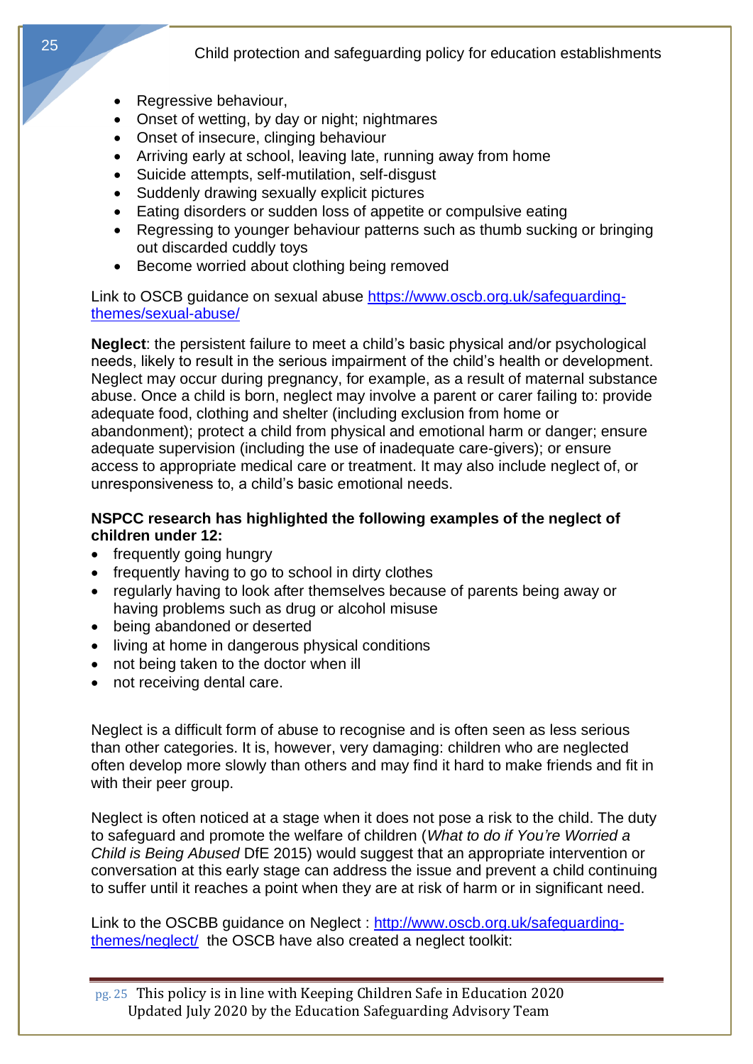- Regressive behaviour,
- Onset of wetting, by day or night; nightmares
- Onset of insecure, clinging behaviour
- Arriving early at school, leaving late, running away from home
- Suicide attempts, self-mutilation, self-disgust
- Suddenly drawing sexually explicit pictures
- Eating disorders or sudden loss of appetite or compulsive eating
- Regressing to younger behaviour patterns such as thumb sucking or bringing out discarded cuddly toys
- Become worried about clothing being removed

Link to OSCB guidance on sexual abuse [https://www.oscb.org.uk/safeguarding-themes/sexual-abuse/](https://www.oscb.org.uk/safeguarding-themes/sexual-abuse/)

**Neglect**: the persistent failure to meet a child's basic physical and/or psychological needs, likely to result in the serious impairment of the child's health or development. Neglect may occur during pregnancy, for example, as a result of maternal substance abuse. Once a child is born, neglect may involve a parent or carer failing to: provide adequate food, clothing and shelter (including exclusion from home or abandonment); protect a child from physical and emotional harm or danger; ensure adequate supervision (including the use of inadequate care-givers); or ensure access to appropriate medical care or treatment. It may also include neglect of, or unresponsiveness to, a child's basic emotional needs.

**NSPCC research has highlighted the following examples of the neglect of children under 12:**

- frequently going hungry
- frequently having to go to school in dirty clothes
- regularly having to look after themselves because of parents being away or having problems such as drug or alcohol misuse
- being abandoned or deserted
- living at home in dangerous physical conditions
- not being taken to the doctor when ill
- not receiving dental care.

Neglect is a difficult form of abuse to recognise and is often seen as less serious than other categories. It is, however, very damaging: children who are neglected often develop more slowly than others and may find it hard to make friends and fit in with their peer group.

Neglect is often noticed at a stage when it does not pose a risk to the child. The duty to safeguard and promote the welfare of children (*What to do if You're Worried a Child is Being Abused* DfE 2015) would suggest that an appropriate intervention or conversation at this early stage can address the issue and prevent a child continuing to suffer until it reaches a point when they are at risk of harm or in significant need.

Link to the OSCBB guidance on Neglect : [http://www.oscb.org.uk/safeguarding-themes/neglect/](http://www.oscb.org.uk/safeguarding-themes/neglect/) the OSCB have also created a neglect toolkit: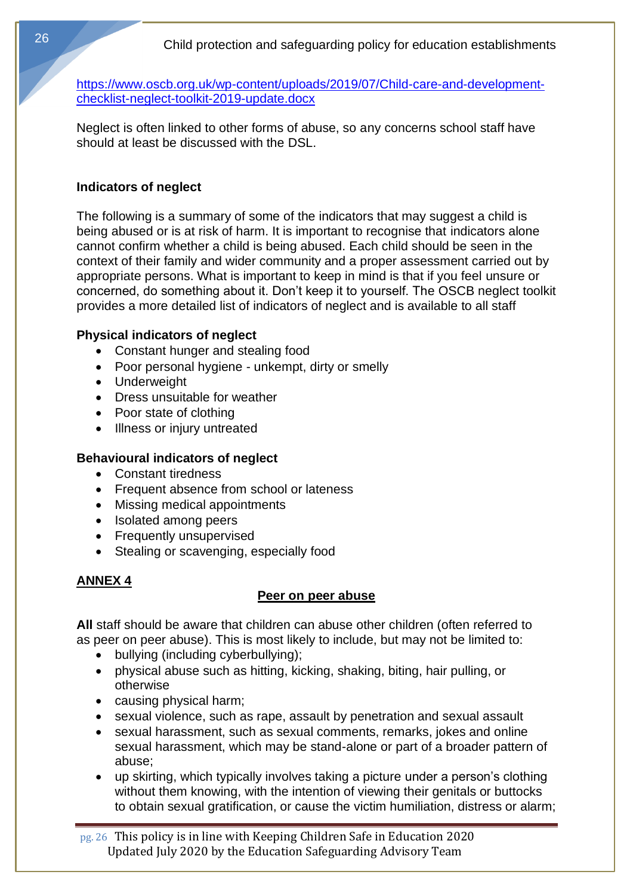https://www.oscb.org.uk/wp-content/uploads/2019/07/Child-care-and-development-checklist-neglect-toolkit-2019-update.docx

Neglect is often linked to other forms of abuse, so any concerns school staff have should at least be discussed with the DSL.

### Indicators of neglect

The following is a summary of some of the indicators that may suggest a child is being abused or is at risk of harm. It is important to recognise that indicators alone cannot confirm whether a child is being abused. Each child should be seen in the context of their family and wider community and a proper assessment carried out by appropriate persons. What is important to keep in mind is that if you feel unsure or concerned, do something about it. Don't keep it to yourself. The OSCB neglect toolkit provides a more detailed list of indicators of neglect and is available to all staff

**Physical indicators of neglect**

- Constant hunger and stealing food
- Poor personal hygiene - unkempt, dirty or smelly
- Underweight
- Dress unsuitable for weather
- Poor state of clothing
- Illness or injury untreated

**Behavioural indicators of neglect**

- Constant tiredness
- Frequent absence from school or lateness
- Missing medical appointments
- Isolated among peers
- Frequently unsupervised
- Stealing or scavenging, especially food

## ANNEX 4

## Peer on peer abuse

**All** staff should be aware that children can abuse other children (often referred to as peer on peer abuse). This is most likely to include, but may not be limited to:

- bullying (including cyberbullying);
- physical abuse such as hitting, kicking, shaking, biting, hair pulling, or otherwise
- causing physical harm;
- sexual violence, such as rape, assault by penetration and sexual assault
- sexual harassment, such as sexual comments, remarks, jokes and online sexual harassment, which may be stand-alone or part of a broader pattern of abuse;
- up skirting, which typically involves taking a picture under a person's clothing without them knowing, with the intention of viewing their genitals or buttocks to obtain sexual gratification, or cause the victim humiliation, distress or alarm;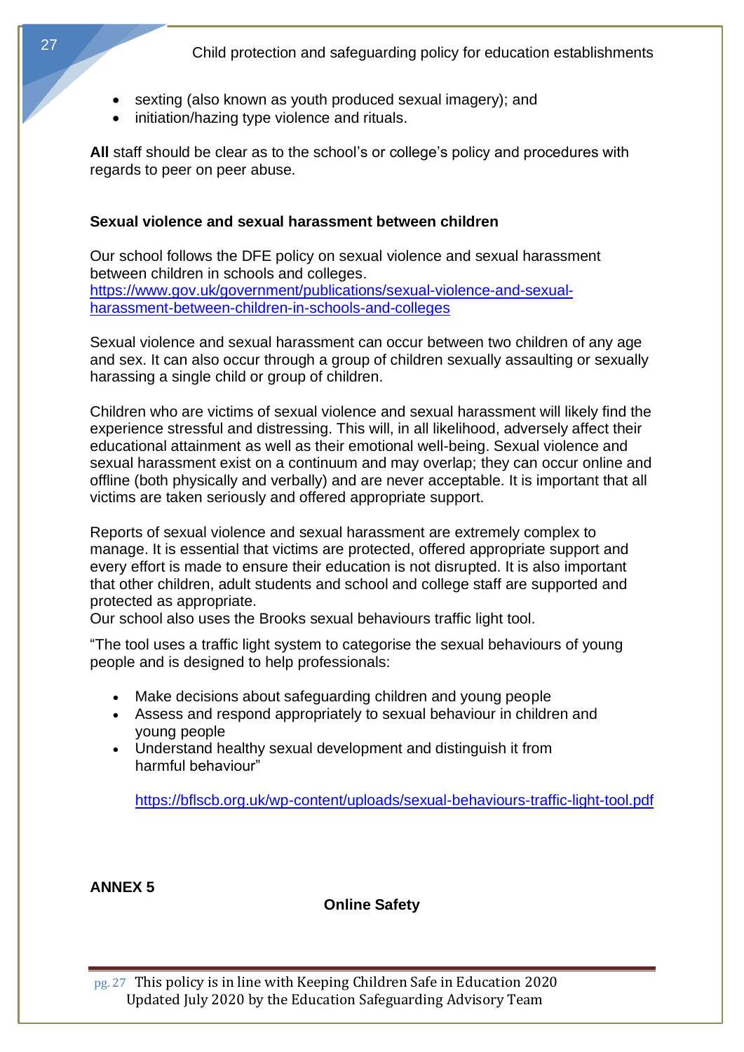- sexting (also known as youth produced sexual imagery); and
- initiation/hazing type violence and rituals.

**All** staff should be clear as to the school's or college's policy and procedures with regards to peer on peer abuse.

### Sexual violence and sexual harassment between children

Our school follows the DFE policy on sexual violence and sexual harassment between children in schools and colleges.
https://www.gov.uk/government/publications/sexual-violence-and-sexual-harassment-between-children-in-schools-and-colleges

Sexual violence and sexual harassment can occur between two children of any age and sex. It can also occur through a group of children sexually assaulting or sexually harassing a single child or group of children.

Children who are victims of sexual violence and sexual harassment will likely find the experience stressful and distressing. This will, in all likelihood, adversely affect their educational attainment as well as their emotional well-being. Sexual violence and sexual harassment exist on a continuum and may overlap; they can occur online and offline (both physically and verbally) and are never acceptable. It is important that all victims are taken seriously and offered appropriate support.

Reports of sexual violence and sexual harassment are extremely complex to manage. It is essential that victims are protected, offered appropriate support and every effort is made to ensure their education is not disrupted. It is also important that other children, adult students and school and college staff are supported and protected as appropriate.
Our school also uses the Brooks sexual behaviours traffic light tool.

"The tool uses a traffic light system to categorise the sexual behaviours of young people and is designed to help professionals:

- Make decisions about safeguarding children and young people
- Assess and respond appropriately to sexual behaviour in children and young people
- Understand healthy sexual development and distinguish it from harmful behaviour"

https://bflscb.org.uk/wp-content/uploads/sexual-behaviours-traffic-light-tool.pdf

**ANNEX 5**

## Online Safety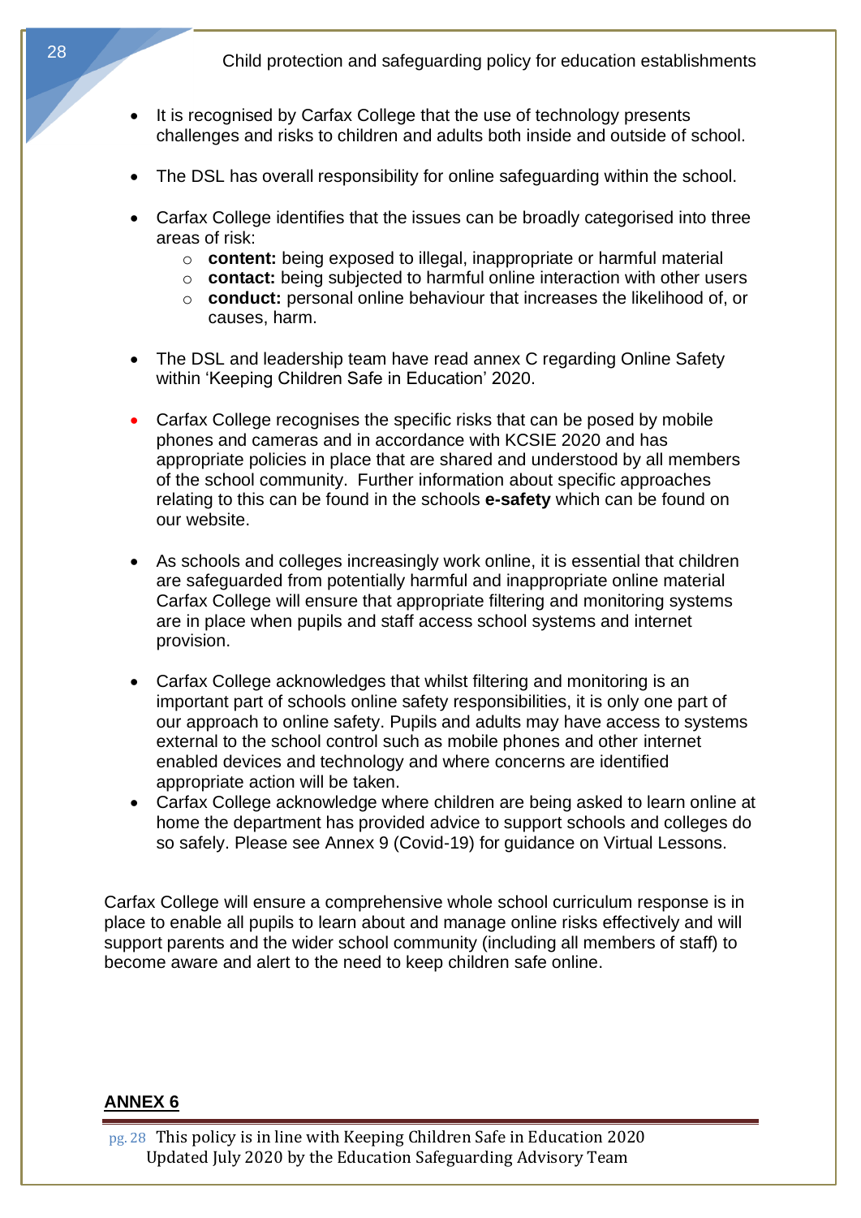- It is recognised by Carfax College that the use of technology presents challenges and risks to children and adults both inside and outside of school.

- The DSL has overall responsibility for online safeguarding within the school.

- Carfax College identifies that the issues can be broadly categorised into three areas of risk:
    - **content:** being exposed to illegal, inappropriate or harmful material
    - **contact:** being subjected to harmful online interaction with other users
    - **conduct:** personal online behaviour that increases the likelihood of, or causes, harm.

- The DSL and leadership team have read annex C regarding Online Safety within 'Keeping Children Safe in Education' 2020.

- Carfax College recognises the specific risks that can be posed by mobile phones and cameras and in accordance with KCSIE 2020 and has appropriate policies in place that are shared and understood by all members of the school community. Further information about specific approaches relating to this can be found in the schools **e-safety** which can be found on our website.

- As schools and colleges increasingly work online, it is essential that children are safeguarded from potentially harmful and inappropriate online material Carfax College will ensure that appropriate filtering and monitoring systems are in place when pupils and staff access school systems and internet provision.

- Carfax College acknowledges that whilst filtering and monitoring is an important part of schools online safety responsibilities, it is only one part of our approach to online safety. Pupils and adults may have access to systems external to the school control such as mobile phones and other internet enabled devices and technology and where concerns are identified appropriate action will be taken.
- Carfax College acknowledge where children are being asked to learn online at home the department has provided advice to support schools and colleges do so safely. Please see Annex 9 (Covid-19) for guidance on Virtual Lessons.

Carfax College will ensure a comprehensive whole school curriculum response is in place to enable all pupils to learn about and manage online risks effectively and will support parents and the wider school community (including all members of staff) to become aware and alert to the need to keep children safe online.

## ANNEX 6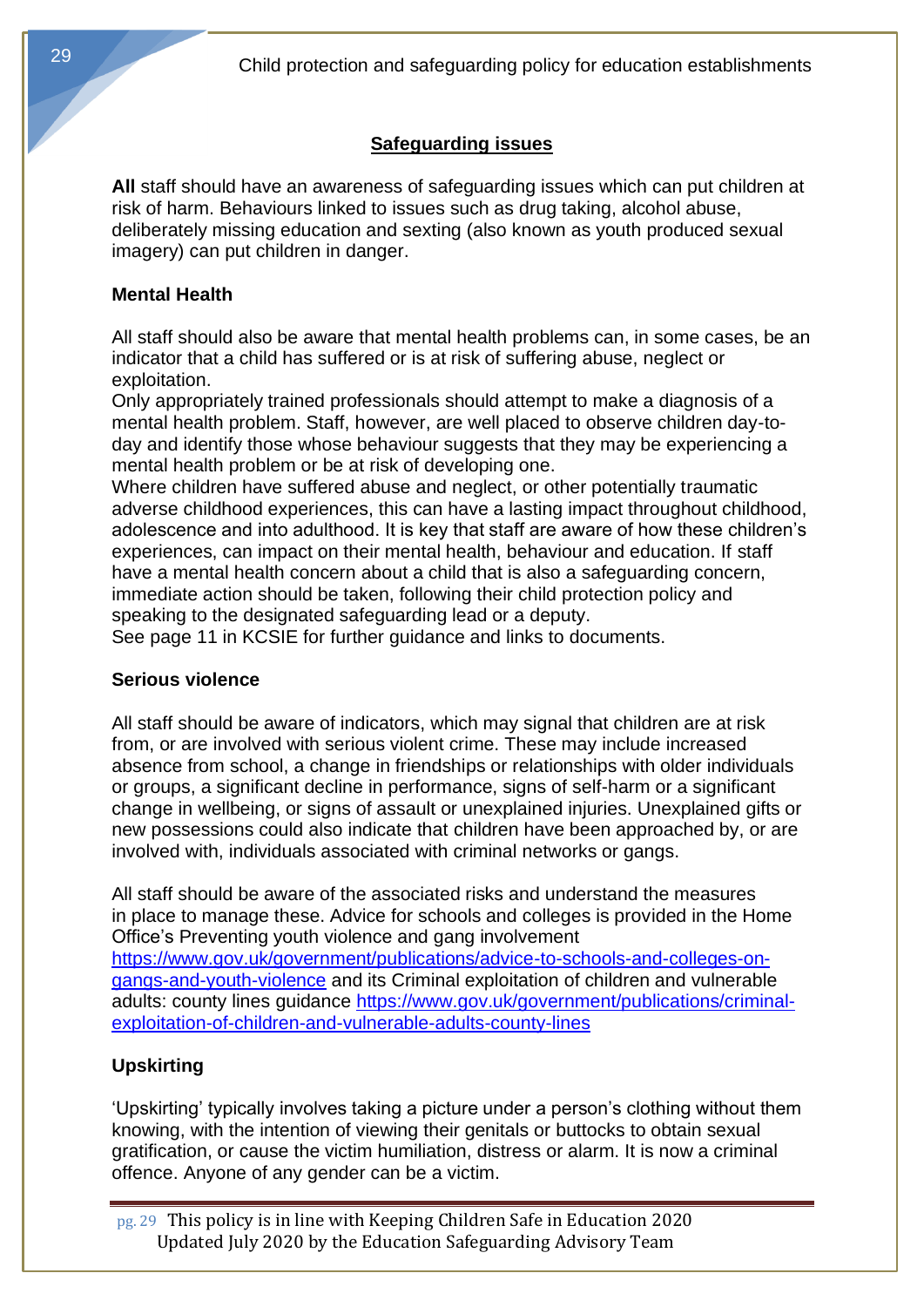## Safeguarding issues

**All** staff should have an awareness of safeguarding issues which can put children at risk of harm. Behaviours linked to issues such as drug taking, alcohol abuse, deliberately missing education and sexting (also known as youth produced sexual imagery) can put children in danger.

### Mental Health

All staff should also be aware that mental health problems can, in some cases, be an indicator that a child has suffered or is at risk of suffering abuse, neglect or exploitation.
Only appropriately trained professionals should attempt to make a diagnosis of a mental health problem. Staff, however, are well placed to observe children day-to-day and identify those whose behaviour suggests that they may be experiencing a mental health problem or be at risk of developing one.
Where children have suffered abuse and neglect, or other potentially traumatic adverse childhood experiences, this can have a lasting impact throughout childhood, adolescence and into adulthood. It is key that staff are aware of how these children's experiences, can impact on their mental health, behaviour and education. If staff have a mental health concern about a child that is also a safeguarding concern, immediate action should be taken, following their child protection policy and speaking to the designated safeguarding lead or a deputy.
See page 11 in KCSIE for further guidance and links to documents.

### Serious violence

All staff should be aware of indicators, which may signal that children are at risk from, or are involved with serious violent crime. These may include increased absence from school, a change in friendships or relationships with older individuals or groups, a significant decline in performance, signs of self-harm or a significant change in wellbeing, or signs of assault or unexplained injuries. Unexplained gifts or new possessions could also indicate that children have been approached by, or are involved with, individuals associated with criminal networks or gangs.

All staff should be aware of the associated risks and understand the measures in place to manage these. Advice for schools and colleges is provided in the Home Office's Preventing youth violence and gang involvement [https://www.gov.uk/government/publications/advice-to-schools-and-colleges-on-gangs-and-youth-violence](https://www.gov.uk/government/publications/advice-to-schools-and-colleges-on-gangs-and-youth-violence) and its Criminal exploitation of children and vulnerable adults: county lines guidance [https://www.gov.uk/government/publications/criminal-exploitation-of-children-and-vulnerable-adults-county-lines](https://www.gov.uk/government/publications/criminal-exploitation-of-children-and-vulnerable-adults-county-lines)

### Upskirting

'Upskirting' typically involves taking a picture under a person's clothing without them knowing, with the intention of viewing their genitals or buttocks to obtain sexual gratification, or cause the victim humiliation, distress or alarm. It is now a criminal offence. Anyone of any gender can be a victim.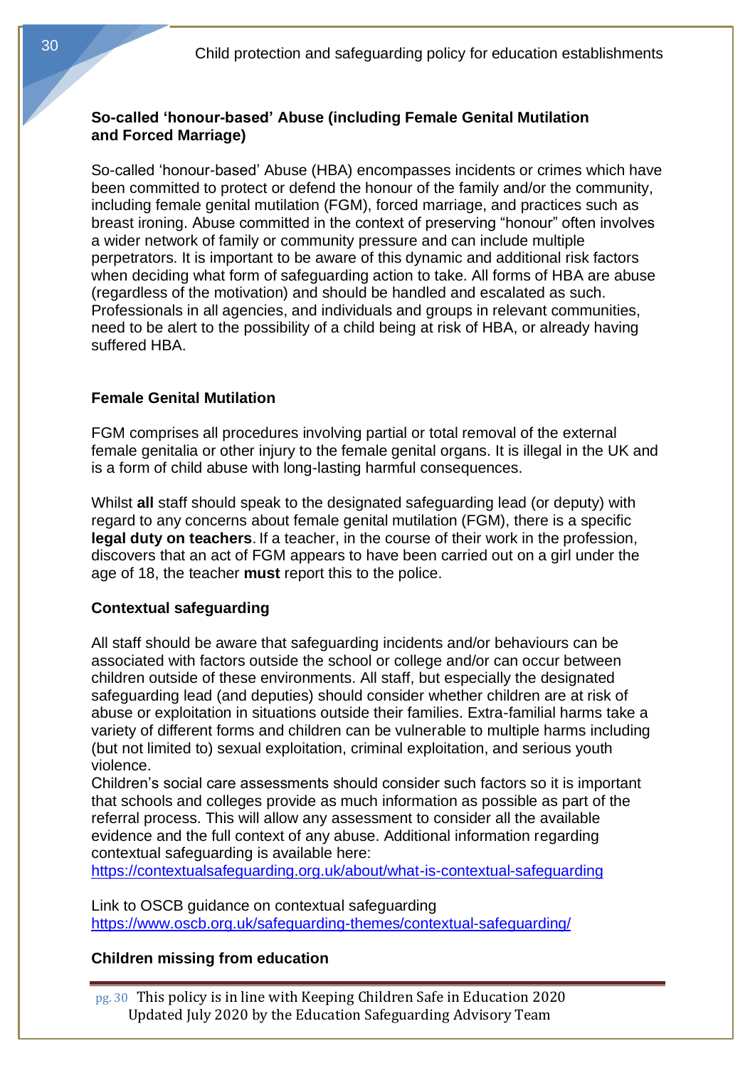### So-called 'honour-based' Abuse (including Female Genital Mutilation and Forced Marriage)

So-called 'honour-based' Abuse (HBA) encompasses incidents or crimes which have been committed to protect or defend the honour of the family and/or the community, including female genital mutilation (FGM), forced marriage, and practices such as breast ironing. Abuse committed in the context of preserving "honour" often involves a wider network of family or community pressure and can include multiple perpetrators. It is important to be aware of this dynamic and additional risk factors when deciding what form of safeguarding action to take. All forms of HBA are abuse (regardless of the motivation) and should be handled and escalated as such. Professionals in all agencies, and individuals and groups in relevant communities, need to be alert to the possibility of a child being at risk of HBA, or already having suffered HBA.

### Female Genital Mutilation

FGM comprises all procedures involving partial or total removal of the external female genitalia or other injury to the female genital organs. It is illegal in the UK and is a form of child abuse with long-lasting harmful consequences.

Whilst **all** staff should speak to the designated safeguarding lead (or deputy) with regard to any concerns about female genital mutilation (FGM), there is a specific **legal duty on teachers**. If a teacher, in the course of their work in the profession, discovers that an act of FGM appears to have been carried out on a girl under the age of 18, the teacher **must** report this to the police.

### Contextual safeguarding

All staff should be aware that safeguarding incidents and/or behaviours can be associated with factors outside the school or college and/or can occur between children outside of these environments. All staff, but especially the designated safeguarding lead (and deputies) should consider whether children are at risk of abuse or exploitation in situations outside their families. Extra-familial harms take a variety of different forms and children can be vulnerable to multiple harms including (but not limited to) sexual exploitation, criminal exploitation, and serious youth violence.
Children's social care assessments should consider such factors so it is important that schools and colleges provide as much information as possible as part of the referral process. This will allow any assessment to consider all the available evidence and the full context of any abuse. Additional information regarding contextual safeguarding is available here:
https://contextualsafeguarding.org.uk/about/what-is-contextual-safeguarding

Link to OSCB guidance on contextual safeguarding
https://www.oscb.org.uk/safeguarding-themes/contextual-safeguarding/

### Children missing from education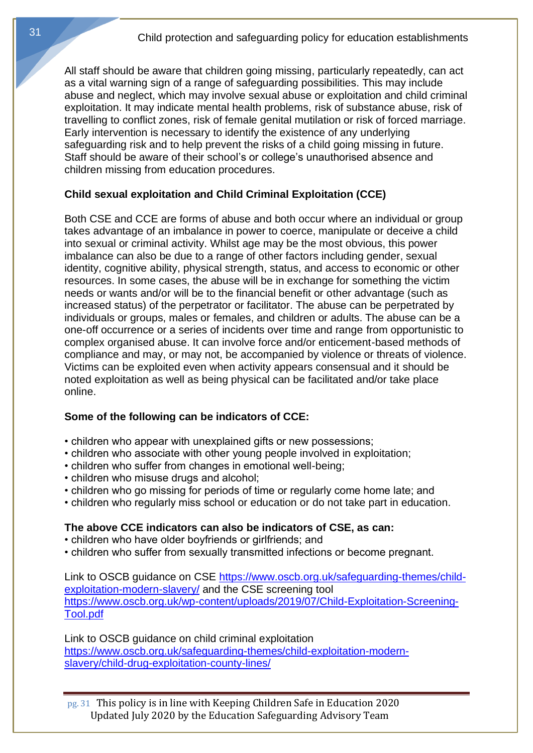All staff should be aware that children going missing, particularly repeatedly, can act as a vital warning sign of a range of safeguarding possibilities. This may include abuse and neglect, which may involve sexual abuse or exploitation and child criminal exploitation. It may indicate mental health problems, risk of substance abuse, risk of travelling to conflict zones, risk of female genital mutilation or risk of forced marriage. Early intervention is necessary to identify the existence of any underlying safeguarding risk and to help prevent the risks of a child going missing in future. Staff should be aware of their school's or college's unauthorised absence and children missing from education procedures.

**Child sexual exploitation and Child Criminal Exploitation (CCE)**

Both CSE and CCE are forms of abuse and both occur where an individual or group takes advantage of an imbalance in power to coerce, manipulate or deceive a child into sexual or criminal activity. Whilst age may be the most obvious, this power imbalance can also be due to a range of other factors including gender, sexual identity, cognitive ability, physical strength, status, and access to economic or other resources. In some cases, the abuse will be in exchange for something the victim needs or wants and/or will be to the financial benefit or other advantage (such as increased status) of the perpetrator or facilitator. The abuse can be perpetrated by individuals or groups, males or females, and children or adults. The abuse can be a one-off occurrence or a series of incidents over time and range from opportunistic to complex organised abuse. It can involve force and/or enticement-based methods of compliance and may, or may not, be accompanied by violence or threats of violence. Victims can be exploited even when activity appears consensual and it should be noted exploitation as well as being physical can be facilitated and/or take place online.

**Some of the following can be indicators of CCE:**

- children who appear with unexplained gifts or new possessions;
- children who associate with other young people involved in exploitation;
- children who suffer from changes in emotional well-being;
- children who misuse drugs and alcohol;
- children who go missing for periods of time or regularly come home late; and
- children who regularly miss school or education or do not take part in education.

**The above CCE indicators can also be indicators of CSE, as can:**

- children who have older boyfriends or girlfriends; and
- children who suffer from sexually transmitted infections or become pregnant.

Link to OSCB guidance on CSE https://www.oscb.org.uk/safeguarding-themes/child-exploitation-modern-slavery/ and the CSE screening tool https://www.oscb.org.uk/wp-content/uploads/2019/07/Child-Exploitation-Screening-Tool.pdf

Link to OSCB guidance on child criminal exploitation https://www.oscb.org.uk/safeguarding-themes/child-exploitation-modern-slavery/child-drug-exploitation-county-lines/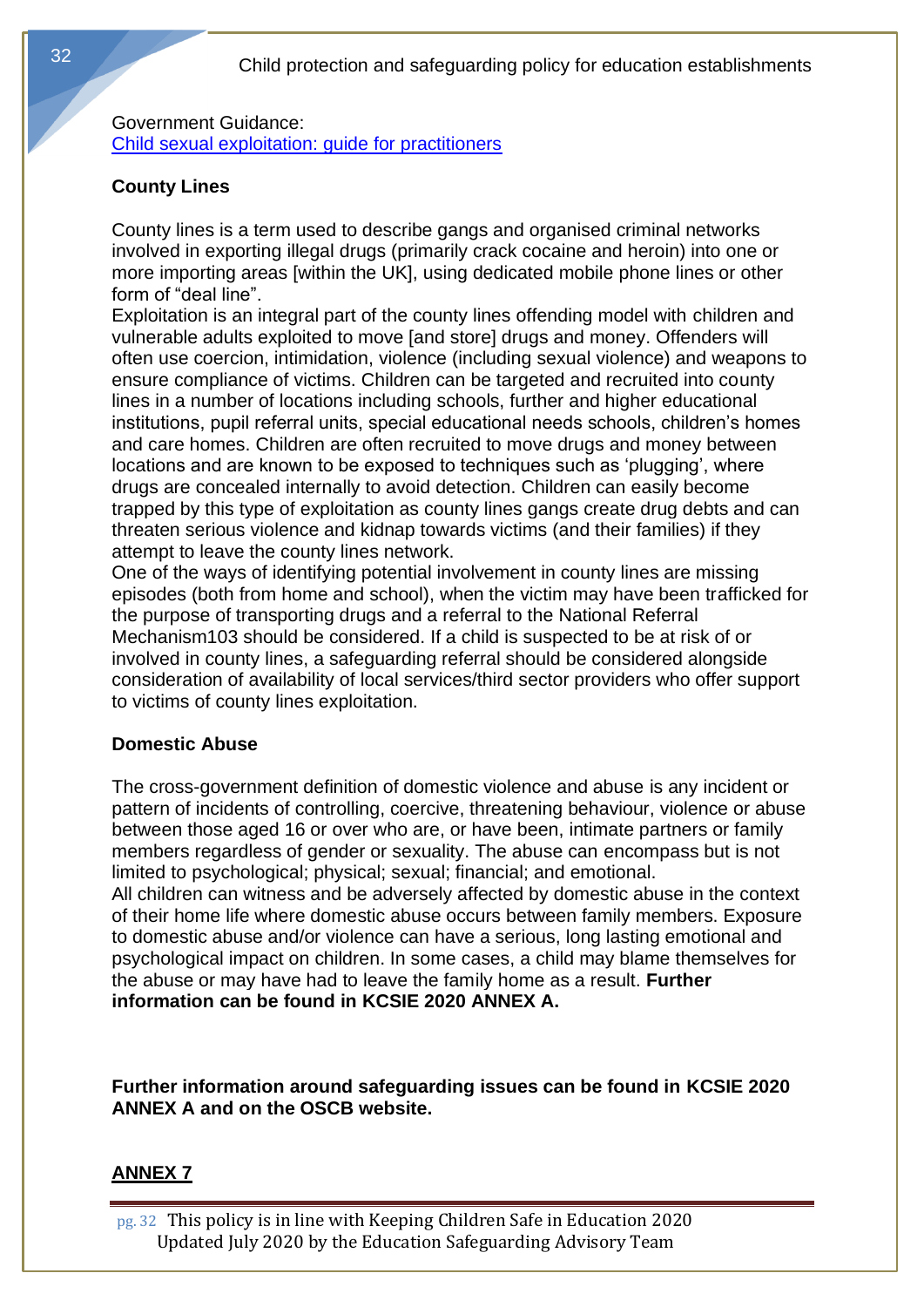Government Guidance:
[Child sexual exploitation: guide for practitioners]

**County Lines**

County lines is a term used to describe gangs and organised criminal networks involved in exporting illegal drugs (primarily crack cocaine and heroin) into one or more importing areas [within the UK], using dedicated mobile phone lines or other form of "deal line".
Exploitation is an integral part of the county lines offending model with children and vulnerable adults exploited to move [and store] drugs and money. Offenders will often use coercion, intimidation, violence (including sexual violence) and weapons to ensure compliance of victims. Children can be targeted and recruited into county lines in a number of locations including schools, further and higher educational institutions, pupil referral units, special educational needs schools, children's homes and care homes. Children are often recruited to move drugs and money between locations and are known to be exposed to techniques such as 'plugging', where drugs are concealed internally to avoid detection. Children can easily become trapped by this type of exploitation as county lines gangs create drug debts and can threaten serious violence and kidnap towards victims (and their families) if they attempt to leave the county lines network.
One of the ways of identifying potential involvement in county lines are missing episodes (both from home and school), when the victim may have been trafficked for the purpose of transporting drugs and a referral to the National Referral Mechanism103 should be considered. If a child is suspected to be at risk of or involved in county lines, a safeguarding referral should be considered alongside consideration of availability of local services/third sector providers who offer support to victims of county lines exploitation.

**Domestic Abuse**

The cross-government definition of domestic violence and abuse is any incident or pattern of incidents of controlling, coercive, threatening behaviour, violence or abuse between those aged 16 or over who are, or have been, intimate partners or family members regardless of gender or sexuality. The abuse can encompass but is not limited to psychological; physical; sexual; financial; and emotional.
All children can witness and be adversely affected by domestic abuse in the context of their home life where domestic abuse occurs between family members. Exposure to domestic abuse and/or violence can have a serious, long lasting emotional and psychological impact on children. In some cases, a child may blame themselves for the abuse or may have had to leave the family home as a result. **Further information can be found in KCSIE 2020 ANNEX A.**

**Further information around safeguarding issues can be found in KCSIE 2020 ANNEX A and on the OSCB website.**

## ANNEX 7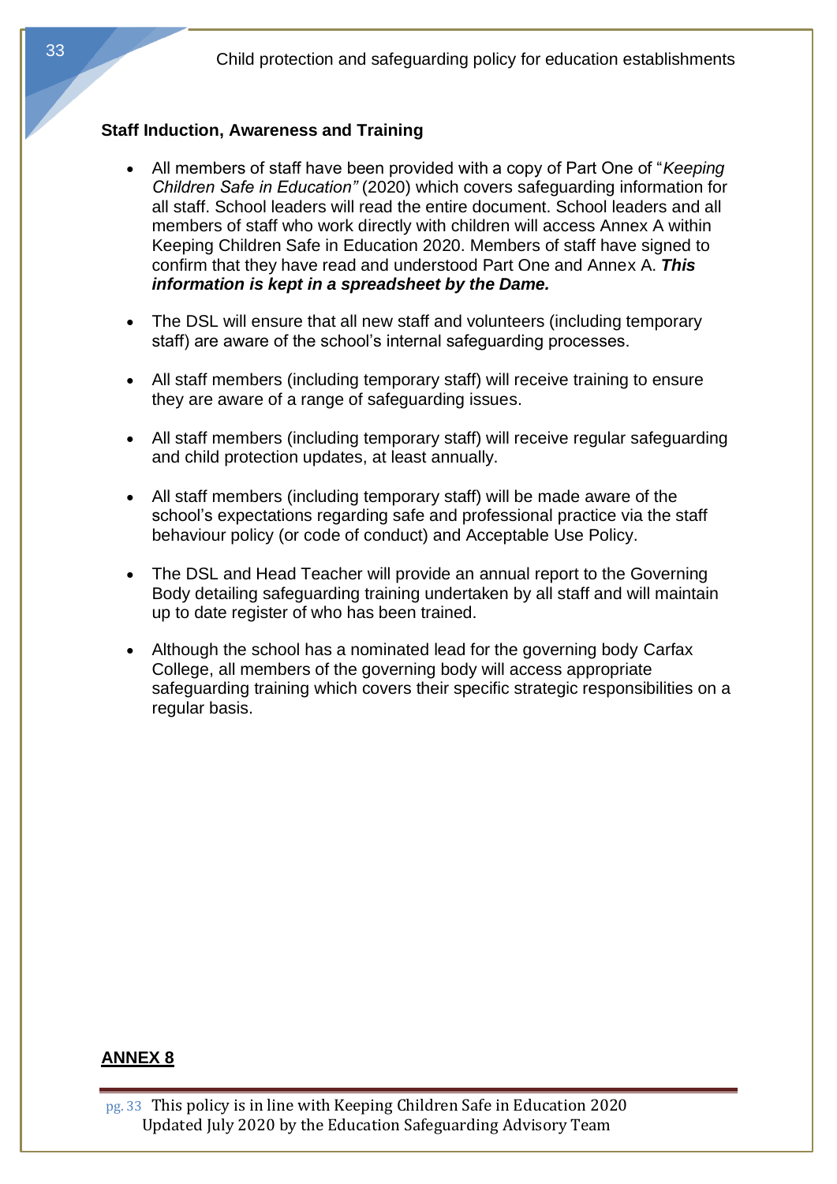**Staff Induction, Awareness and Training**

- All members of staff have been provided with a copy of Part One of "*Keeping Children Safe in Education"* (2020) which covers safeguarding information for all staff. School leaders will read the entire document. School leaders and all members of staff who work directly with children will access Annex A within Keeping Children Safe in Education 2020. Members of staff have signed to confirm that they have read and understood Part One and Annex A. ***This information is kept in a spreadsheet by the Dame.***

- The DSL will ensure that all new staff and volunteers (including temporary staff) are aware of the school's internal safeguarding processes.

- All staff members (including temporary staff) will receive training to ensure they are aware of a range of safeguarding issues.

- All staff members (including temporary staff) will receive regular safeguarding and child protection updates, at least annually.

- All staff members (including temporary staff) will be made aware of the school's expectations regarding safe and professional practice via the staff behaviour policy (or code of conduct) and Acceptable Use Policy.

- The DSL and Head Teacher will provide an annual report to the Governing Body detailing safeguarding training undertaken by all staff and will maintain up to date register of who has been trained.

- Although the school has a nominated lead for the governing body Carfax College, all members of the governing body will access appropriate safeguarding training which covers their specific strategic responsibilities on a regular basis.

**ANNEX 8**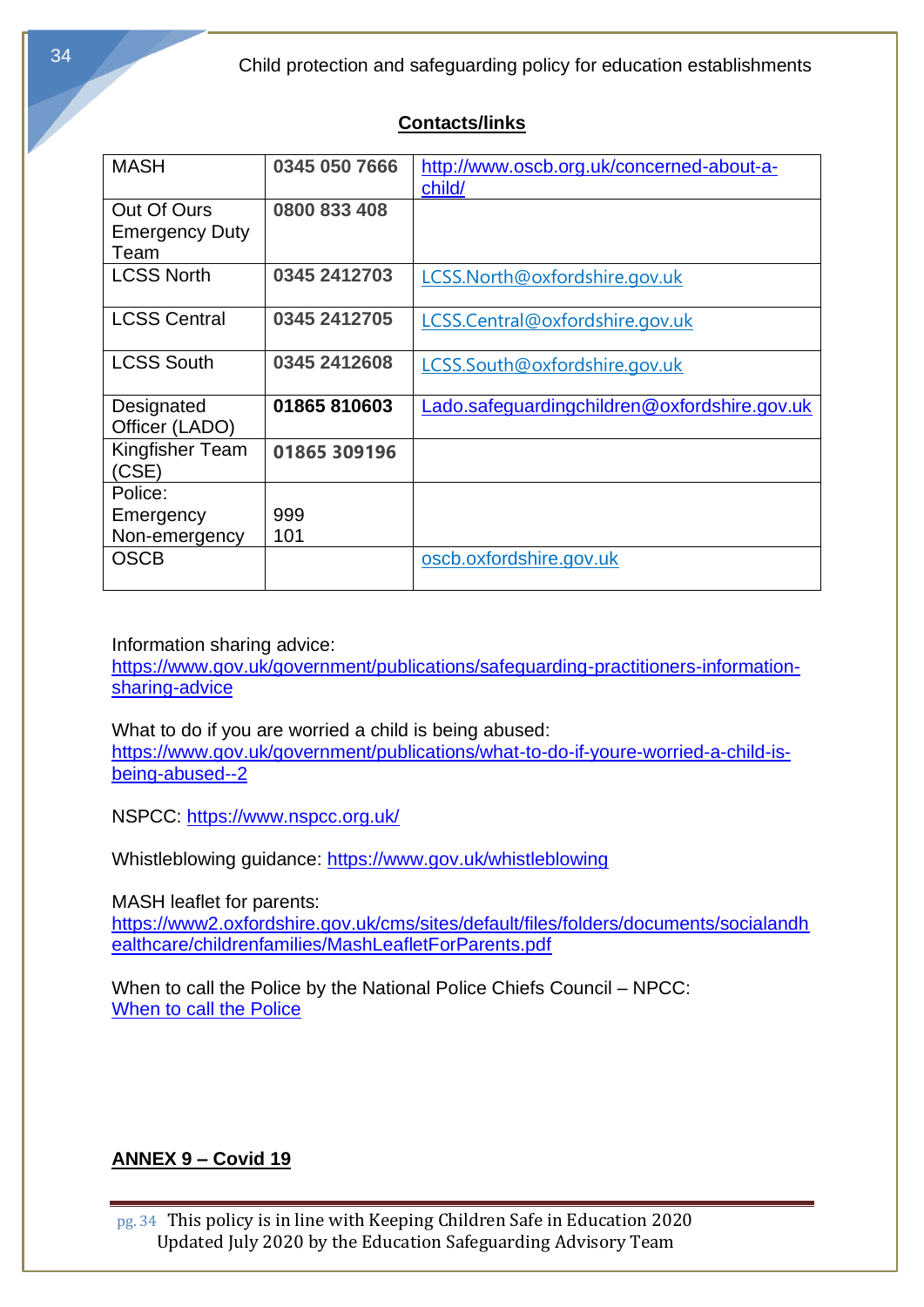## Contacts/links

| | | |
|---|---|---|
| MASH | **0345 050 7666** | http://www.oscb.org.uk/concerned-about-a-child/ |
| Out Of Ours Emergency Duty Team | **0800 833 408** | |
| LCSS North | **0345 2412703** | LCSS.North@oxfordshire.gov.uk |
| LCSS Central | **0345 2412705** | LCSS.Central@oxfordshire.gov.uk |
| LCSS South | **0345 2412608** | LCSS.South@oxfordshire.gov.uk |
| Designated Officer (LADO) | **01865 810603** | Lado.safeguardingchildren@oxfordshire.gov.uk |
| Kingfisher Team (CSE) | **01865 309196** | |
| Police: Emergency Non-emergency | 999 101 | |
| OSCB | | oscb.oxfordshire.gov.uk |

Information sharing advice:
https://www.gov.uk/government/publications/safeguarding-practitioners-information-sharing-advice

What to do if you are worried a child is being abused:
https://www.gov.uk/government/publications/what-to-do-if-youre-worried-a-child-is-being-abused--2

NSPCC: https://www.nspcc.org.uk/

Whistleblowing guidance: https://www.gov.uk/whistleblowing

MASH leaflet for parents:
https://www2.oxfordshire.gov.uk/cms/sites/default/files/folders/documents/socialandhealthcare/childrenfamilies/MashLeafletForParents.pdf

When to call the Police by the National Police Chiefs Council – NPCC:
When to call the Police

## ANNEX 9 – Covid 19

This policy is in line with Keeping Children Safe in Education 2020
Updated July 2020 by the Education Safeguarding Advisory Team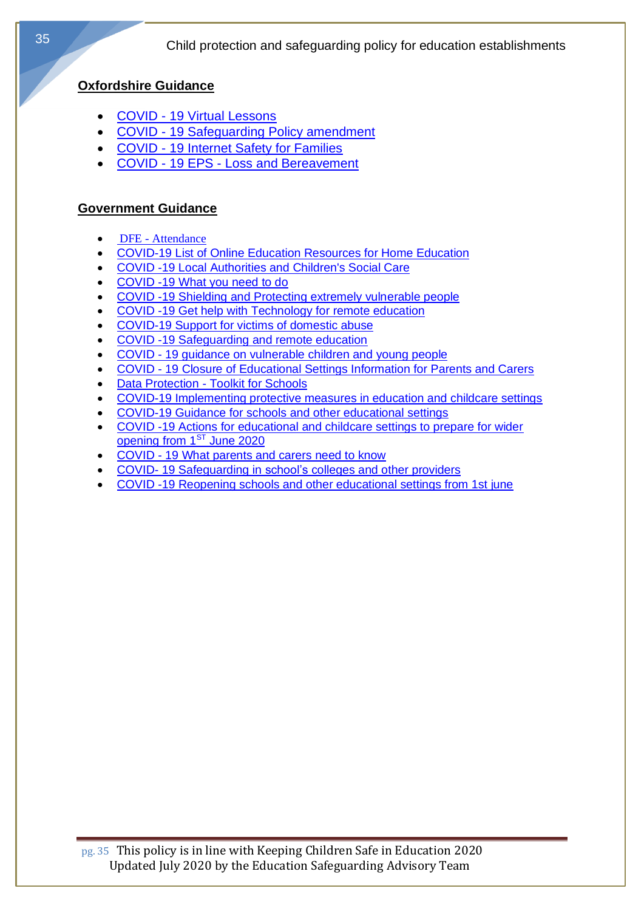## Oxfordshire Guidance

- COVID - 19 Virtual Lessons
- COVID - 19 Safeguarding Policy amendment
- COVID - 19 Internet Safety for Families
- COVID - 19 EPS - Loss and Bereavement

## Government Guidance

- DFE - Attendance
- COVID-19 List of Online Education Resources for Home Education
- COVID -19 Local Authorities and Children's Social Care
- COVID -19 What you need to do
- COVID -19 Shielding and Protecting extremely vulnerable people
- COVID -19 Get help with Technology for remote education
- COVID-19 Support for victims of domestic abuse
- COVID -19 Safeguarding and remote education
- COVID - 19 guidance on vulnerable children and young people
- COVID - 19 Closure of Educational Settings Information for Parents and Carers
- Data Protection - Toolkit for Schools
- COVID-19 Implementing protective measures in education and childcare settings
- COVID-19 Guidance for schools and other educational settings
- COVID -19 Actions for educational and childcare settings to prepare for wider opening from 1ST June 2020
- COVID - 19 What parents and carers need to know
- COVID- 19 Safeguarding in school's colleges and other providers
- COVID -19 Reopening schools and other educational settings from 1st june